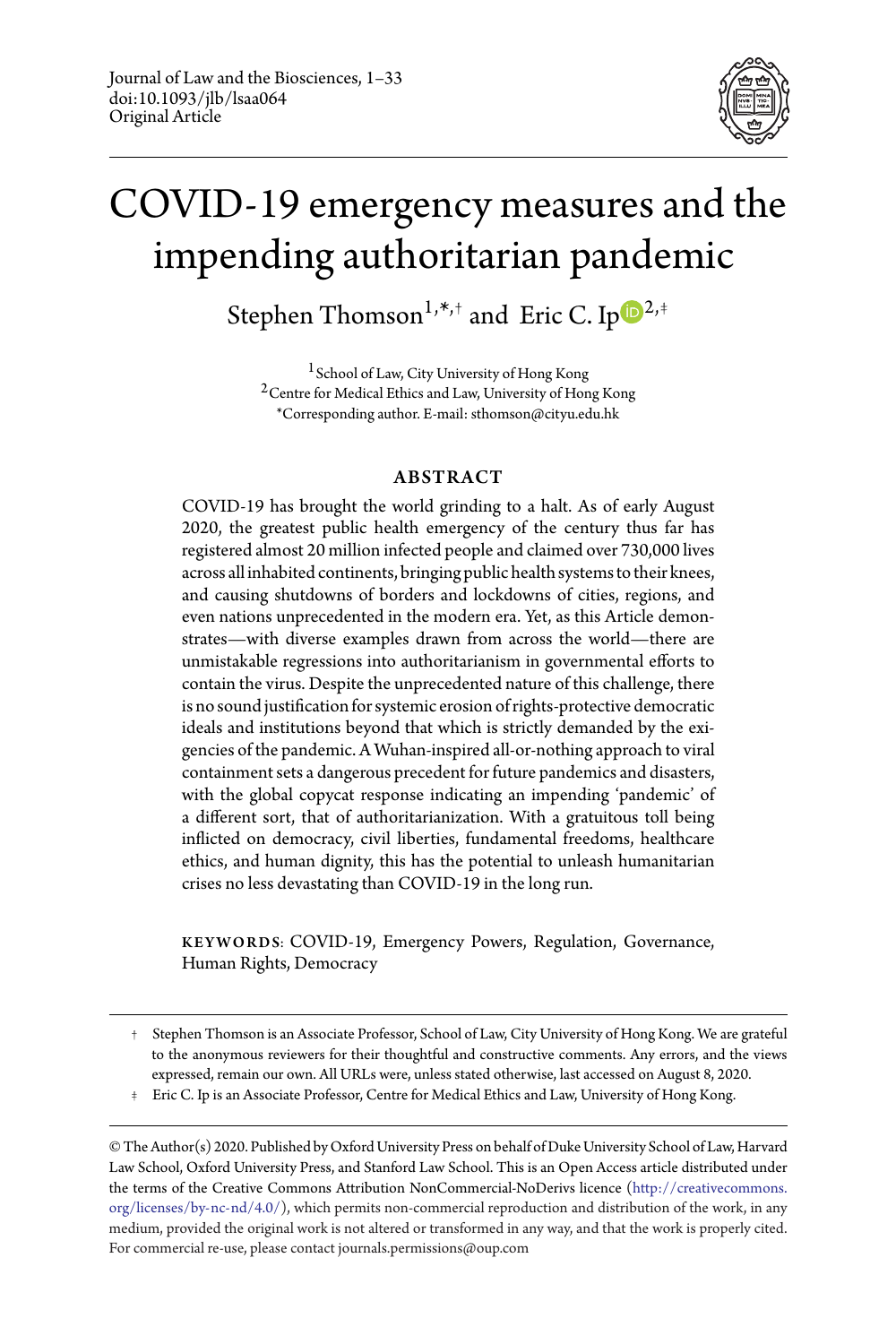Journal of Law and the Biosciences, 1–33
doi:10.1093/jlb/lsaa064
Original Article

# COVID-19 emergency measures and the impending authoritarian pandemic

Stephen Thomson[1,*,†] and Eric C. Ip[2,‡]

[1] School of Law, City University of Hong Kong
[2] Centre for Medical Ethics and Law, University of Hong Kong
*Corresponding author. E-mail: sthomson@cityu.edu.hk

## ABSTRACT

COVID-19 has brought the world grinding to a halt. As of early August 2020, the greatest public health emergency of the century thus far has registered almost 20 million infected people and claimed over 730,000 lives across all inhabited continents, bringing public health systems to their knees, and causing shutdowns of borders and lockdowns of cities, regions, and even nations unprecedented in the modern era. Yet, as this Article demonstrates—with diverse examples drawn from across the world—there are unmistakable regressions into authoritarianism in governmental efforts to contain the virus. Despite the unprecedented nature of this challenge, there is no sound justification for systemic erosion of rights-protective democratic ideals and institutions beyond that which is strictly demanded by the exigencies of the pandemic. A Wuhan-inspired all-or-nothing approach to viral containment sets a dangerous precedent for future pandemics and disasters, with the global copycat response indicating an impending 'pandemic' of a different sort, that of authoritarianization. With a gratuitous toll being inflicted on democracy, civil liberties, fundamental freedoms, healthcare ethics, and human dignity, this has the potential to unleash humanitarian crises no less devastating than COVID-19 in the long run.

KEYWORDS: COVID-19, Emergency Powers, Regulation, Governance, Human Rights, Democracy

† Stephen Thomson is an Associate Professor, School of Law, City University of Hong Kong. We are grateful to the anonymous reviewers for their thoughtful and constructive comments. Any errors, and the views expressed, remain our own. All URLs were, unless stated otherwise, last accessed on August 8, 2020.

‡ Eric C. Ip is an Associate Professor, Centre for Medical Ethics and Law, University of Hong Kong.

© The Author(s) 2020. Published by Oxford University Press on behalf of Duke University School of Law, Harvard Law School, Oxford University Press, and Stanford Law School. This is an Open Access article distributed under the terms of the Creative Commons Attribution NonCommercial-NoDerivs licence (http://creativecommons.org/licenses/by-nc-nd/4.0/), which permits non-commercial reproduction and distribution of the work, in any medium, provided the original work is not altered or transformed in any way, and that the work is properly cited. For commercial re-use, please contact journals.permissions@oup.com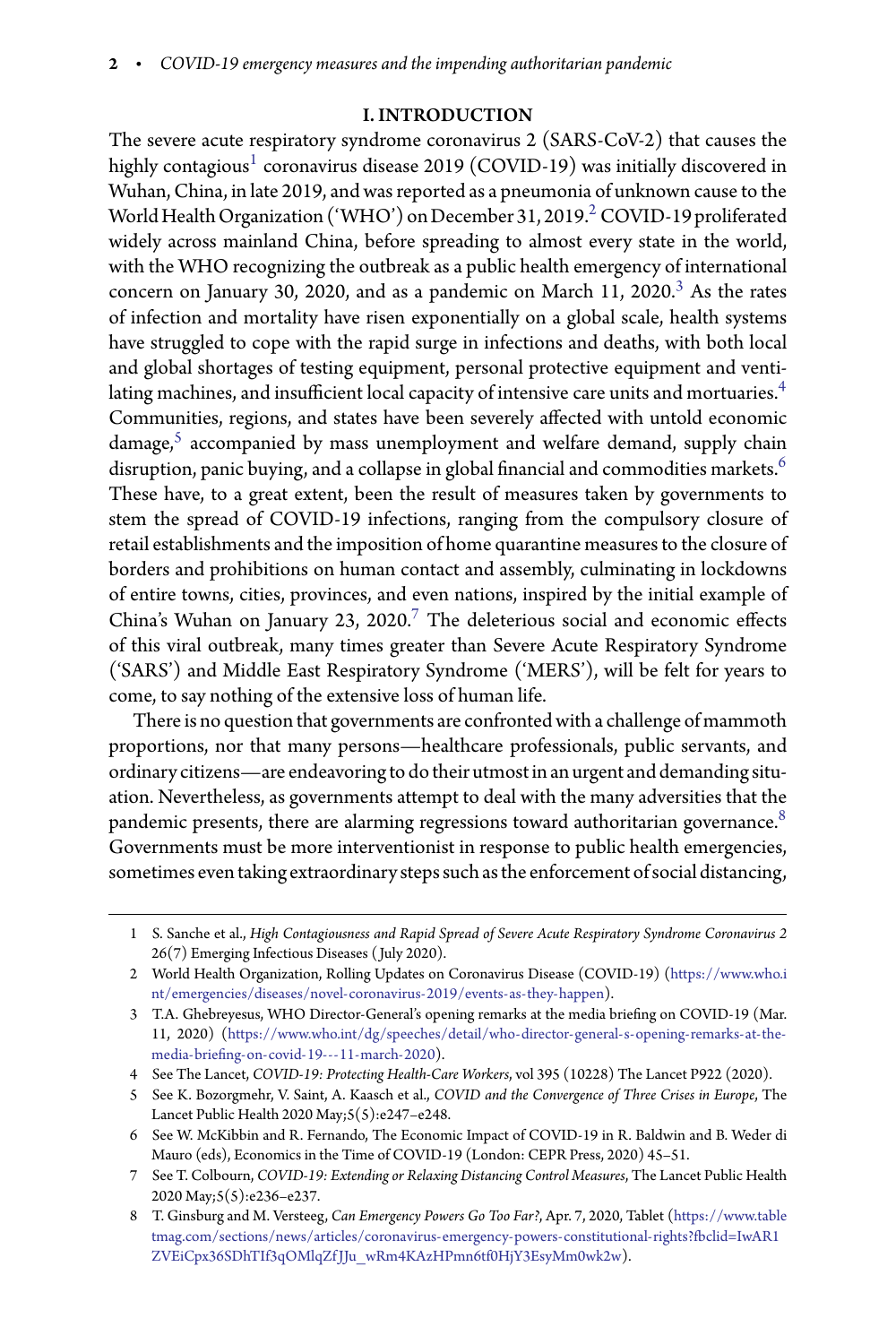## I. INTRODUCTION

The severe acute respiratory syndrome coronavirus 2 (SARS-CoV-2) that causes the highly contagious[1] coronavirus disease 2019 (COVID-19) was initially discovered in Wuhan, China, in late 2019, and was reported as a pneumonia of unknown cause to the World Health Organization ('WHO') on December 31, 2019.[2] COVID-19 proliferated widely across mainland China, before spreading to almost every state in the world, with the WHO recognizing the outbreak as a public health emergency of international concern on January 30, 2020, and as a pandemic on March 11, 2020.[3] As the rates of infection and mortality have risen exponentially on a global scale, health systems have struggled to cope with the rapid surge in infections and deaths, with both local and global shortages of testing equipment, personal protective equipment and ventilating machines, and insufficient local capacity of intensive care units and mortuaries.[4] Communities, regions, and states have been severely affected with untold economic damage,[5] accompanied by mass unemployment and welfare demand, supply chain disruption, panic buying, and a collapse in global financial and commodities markets.[6] These have, to a great extent, been the result of measures taken by governments to stem the spread of COVID-19 infections, ranging from the compulsory closure of retail establishments and the imposition of home quarantine measures to the closure of borders and prohibitions on human contact and assembly, culminating in lockdowns of entire towns, cities, provinces, and even nations, inspired by the initial example of China's Wuhan on January 23, 2020.[7] The deleterious social and economic effects of this viral outbreak, many times greater than Severe Acute Respiratory Syndrome ('SARS') and Middle East Respiratory Syndrome ('MERS'), will be felt for years to come, to say nothing of the extensive loss of human life.

There is no question that governments are confronted with a challenge of mammoth proportions, nor that many persons—healthcare professionals, public servants, and ordinary citizens—are endeavoring to do their utmost in an urgent and demanding situation. Nevertheless, as governments attempt to deal with the many adversities that the pandemic presents, there are alarming regressions toward authoritarian governance.[8] Governments must be more interventionist in response to public health emergencies, sometimes even taking extraordinary steps such as the enforcement of social distancing,

---

1 S. Sanche et al., *High Contagiousness and Rapid Spread of Severe Acute Respiratory Syndrome Coronavirus 2* 26(7) Emerging Infectious Diseases (July 2020).

2 World Health Organization, Rolling Updates on Coronavirus Disease (COVID-19) (https://www.who.int/emergencies/diseases/novel-coronavirus-2019/events-as-they-happen).

3 T.A. Ghebreyesus, WHO Director-General's opening remarks at the media briefing on COVID-19 (Mar. 11, 2020) (https://www.who.int/dg/speeches/detail/who-director-general-s-opening-remarks-at-the-media-briefing-on-covid-19---11-march-2020).

4 See The Lancet, *COVID-19: Protecting Health-Care Workers*, vol 395 (10228) The Lancet P922 (2020).

5 See K. Bozorgmehr, V. Saint, A. Kaasch et al., *COVID and the Convergence of Three Crises in Europe*, The Lancet Public Health 2020 May;5(5):e247–e248.

6 See W. McKibbin and R. Fernando, The Economic Impact of COVID-19 in R. Baldwin and B. Weder di Mauro (eds), Economics in the Time of COVID-19 (London: CEPR Press, 2020) 45–51.

7 See T. Colbourn, *COVID-19: Extending or Relaxing Distancing Control Measures*, The Lancet Public Health 2020 May;5(5):e236–e237.

8 T. Ginsburg and M. Versteeg, *Can Emergency Powers Go Too Far?*, Apr. 7, 2020, Tablet (https://www.tabletmag.com/sections/news/articles/coronavirus-emergency-powers-constitutional-rights?fbclid=IwAR1ZVEiCpx36SDhTIf3qOMlqZfJJu_wRm4KAzHPmn6tf0HjY3EsyMm0wk2w).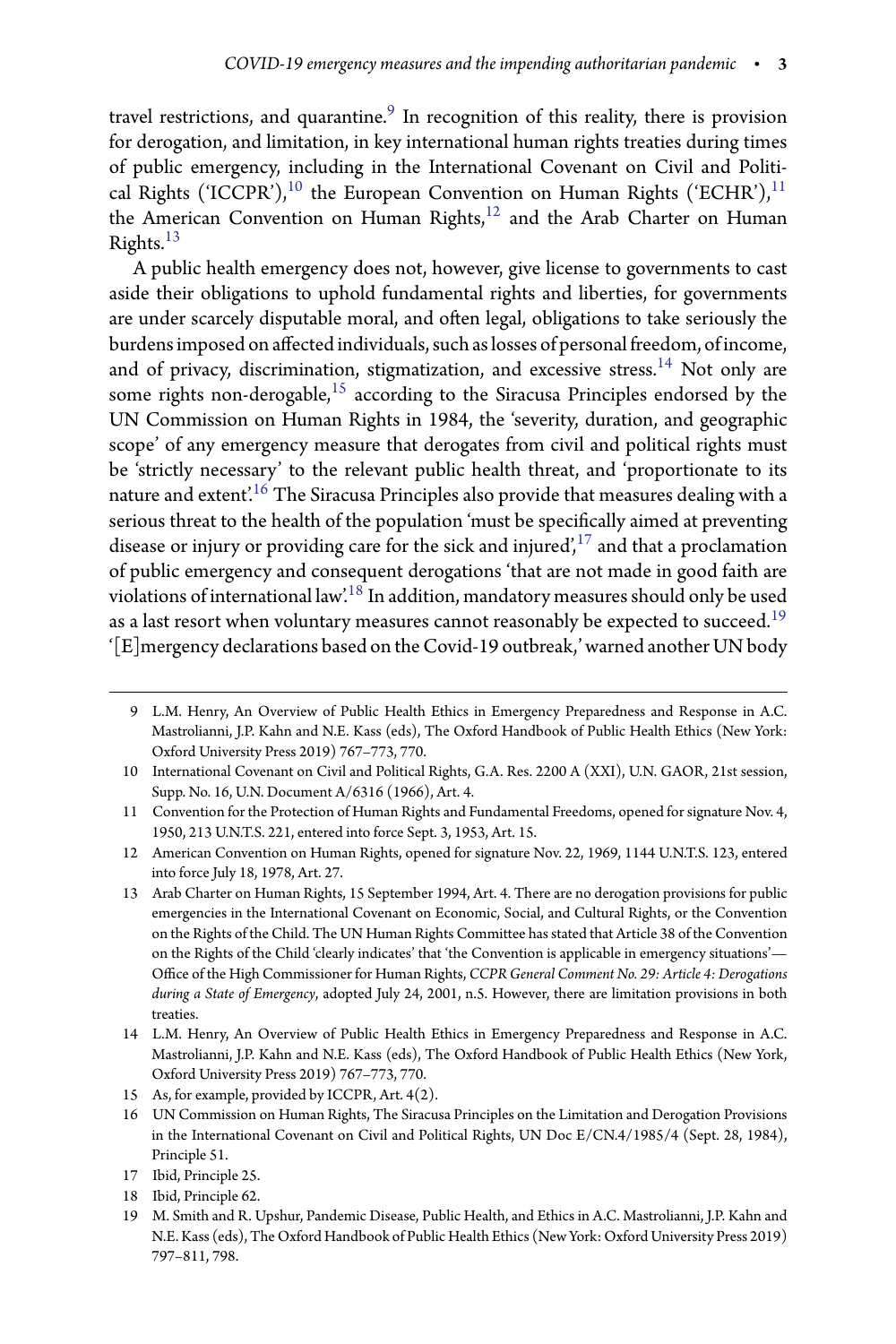travel restrictions, and quarantine.[9] In recognition of this reality, there is provision for derogation, and limitation, in key international human rights treaties during times of public emergency, including in the International Covenant on Civil and Political Rights ('ICCPR'),[10] the European Convention on Human Rights ('ECHR'),[11] the American Convention on Human Rights,[12] and the Arab Charter on Human Rights.[13]

A public health emergency does not, however, give license to governments to cast aside their obligations to uphold fundamental rights and liberties, for governments are under scarcely disputable moral, and often legal, obligations to take seriously the burdens imposed on affected individuals, such as losses of personal freedom, of income, and of privacy, discrimination, stigmatization, and excessive stress.[14] Not only are some rights non-derogable,[15] according to the Siracusa Principles endorsed by the UN Commission on Human Rights in 1984, the 'severity, duration, and geographic scope' of any emergency measure that derogates from civil and political rights must be 'strictly necessary' to the relevant public health threat, and 'proportionate to its nature and extent'.[16] The Siracusa Principles also provide that measures dealing with a serious threat to the health of the population 'must be specifically aimed at preventing disease or injury or providing care for the sick and injured',[17] and that a proclamation of public emergency and consequent derogations 'that are not made in good faith are violations of international law'.[18] In addition, mandatory measures should only be used as a last resort when voluntary measures cannot reasonably be expected to succeed.[19] '[E]mergency declarations based on the Covid-19 outbreak,' warned another UN body

---

9 L.M. Henry, An Overview of Public Health Ethics in Emergency Preparedness and Response in A.C. Mastrolianni, J.P. Kahn and N.E. Kass (eds), The Oxford Handbook of Public Health Ethics (New York: Oxford University Press 2019) 767–773, 770.

10 International Covenant on Civil and Political Rights, G.A. Res. 2200 A (XXI), U.N. GAOR, 21st session, Supp. No. 16, U.N. Document A/6316 (1966), Art. 4.

11 Convention for the Protection of Human Rights and Fundamental Freedoms, opened for signature Nov. 4, 1950, 213 U.N.T.S. 221, entered into force Sept. 3, 1953, Art. 15.

12 American Convention on Human Rights, opened for signature Nov. 22, 1969, 1144 U.N.T.S. 123, entered into force July 18, 1978, Art. 27.

13 Arab Charter on Human Rights, 15 September 1994, Art. 4. There are no derogation provisions for public emergencies in the International Covenant on Economic, Social, and Cultural Rights, or the Convention on the Rights of the Child. The UN Human Rights Committee has stated that Article 38 of the Convention on the Rights of the Child 'clearly indicates' that 'the Convention is applicable in emergency situations'—Office of the High Commissioner for Human Rights, *CCPR General Comment No. 29: Article 4: Derogations during a State of Emergency*, adopted July 24, 2001, n.5. However, there are limitation provisions in both treaties.

14 L.M. Henry, An Overview of Public Health Ethics in Emergency Preparedness and Response in A.C. Mastrolianni, J.P. Kahn and N.E. Kass (eds), The Oxford Handbook of Public Health Ethics (New York, Oxford University Press 2019) 767–773, 770.

15 As, for example, provided by ICCPR, Art. 4(2).

16 UN Commission on Human Rights, The Siracusa Principles on the Limitation and Derogation Provisions in the International Covenant on Civil and Political Rights, UN Doc E/CN.4/1985/4 (Sept. 28, 1984), Principle 51.

17 Ibid, Principle 25.

18 Ibid, Principle 62.

19 M. Smith and R. Upshur, Pandemic Disease, Public Health, and Ethics in A.C. Mastrolianni, J.P. Kahn and N.E. Kass (eds), The Oxford Handbook of Public Health Ethics (New York: Oxford University Press 2019) 797–811, 798.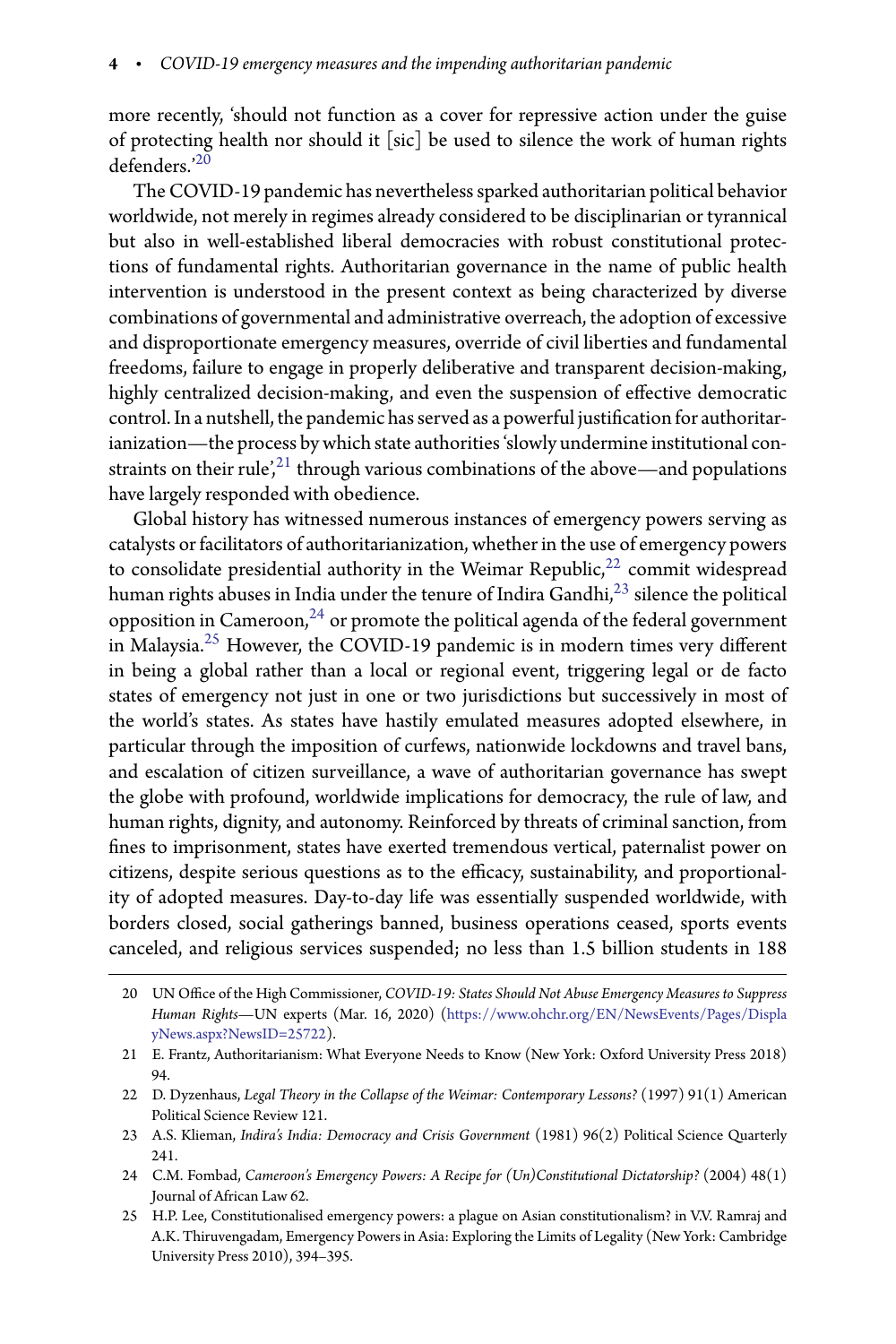more recently, 'should not function as a cover for repressive action under the guise of protecting health nor should it [sic] be used to silence the work of human rights defenders.'[20]

The COVID-19 pandemic has nevertheless sparked authoritarian political behavior worldwide, not merely in regimes already considered to be disciplinarian or tyrannical but also in well-established liberal democracies with robust constitutional protections of fundamental rights. Authoritarian governance in the name of public health intervention is understood in the present context as being characterized by diverse combinations of governmental and administrative overreach, the adoption of excessive and disproportionate emergency measures, override of civil liberties and fundamental freedoms, failure to engage in properly deliberative and transparent decision-making, highly centralized decision-making, and even the suspension of effective democratic control. In a nutshell, the pandemic has served as a powerful justification for authoritarianization—the process by which state authorities 'slowly undermine institutional constraints on their rule',[21] through various combinations of the above—and populations have largely responded with obedience.

Global history has witnessed numerous instances of emergency powers serving as catalysts or facilitators of authoritarianization, whether in the use of emergency powers to consolidate presidential authority in the Weimar Republic,[22] commit widespread human rights abuses in India under the tenure of Indira Gandhi,[23] silence the political opposition in Cameroon,[24] or promote the political agenda of the federal government in Malaysia.[25] However, the COVID-19 pandemic is in modern times very different in being a global rather than a local or regional event, triggering legal or de facto states of emergency not just in one or two jurisdictions but successively in most of the world's states. As states have hastily emulated measures adopted elsewhere, in particular through the imposition of curfews, nationwide lockdowns and travel bans, and escalation of citizen surveillance, a wave of authoritarian governance has swept the globe with profound, worldwide implications for democracy, the rule of law, and human rights, dignity, and autonomy. Reinforced by threats of criminal sanction, from fines to imprisonment, states have exerted tremendous vertical, paternalist power on citizens, despite serious questions as to the efficacy, sustainability, and proportionality of adopted measures. Day-to-day life was essentially suspended worldwide, with borders closed, social gatherings banned, business operations ceased, sports events canceled, and religious services suspended; no less than 1.5 billion students in 188

---

20 UN Office of the High Commissioner, *COVID-19: States Should Not Abuse Emergency Measures to Suppress Human Rights*—UN experts (Mar. 16, 2020) (https://www.ohchr.org/EN/NewsEvents/Pages/DisplayNews.aspx?NewsID=25722).

21 E. Frantz, Authoritarianism: What Everyone Needs to Know (New York: Oxford University Press 2018) 94.

22 D. Dyzenhaus, *Legal Theory in the Collapse of the Weimar: Contemporary Lessons?* (1997) 91(1) American Political Science Review 121.

23 A.S. Klieman, *Indira's India: Democracy and Crisis Government* (1981) 96(2) Political Science Quarterly 241.

24 C.M. Fombad, *Cameroon's Emergency Powers: A Recipe for (Un)Constitutional Dictatorship?* (2004) 48(1) Journal of African Law 62.

25 H.P. Lee, Constitutionalised emergency powers: a plague on Asian constitutionalism? in V.V. Ramraj and A.K. Thiruvengadam, Emergency Powers in Asia: Exploring the Limits of Legality (New York: Cambridge University Press 2010), 394–395.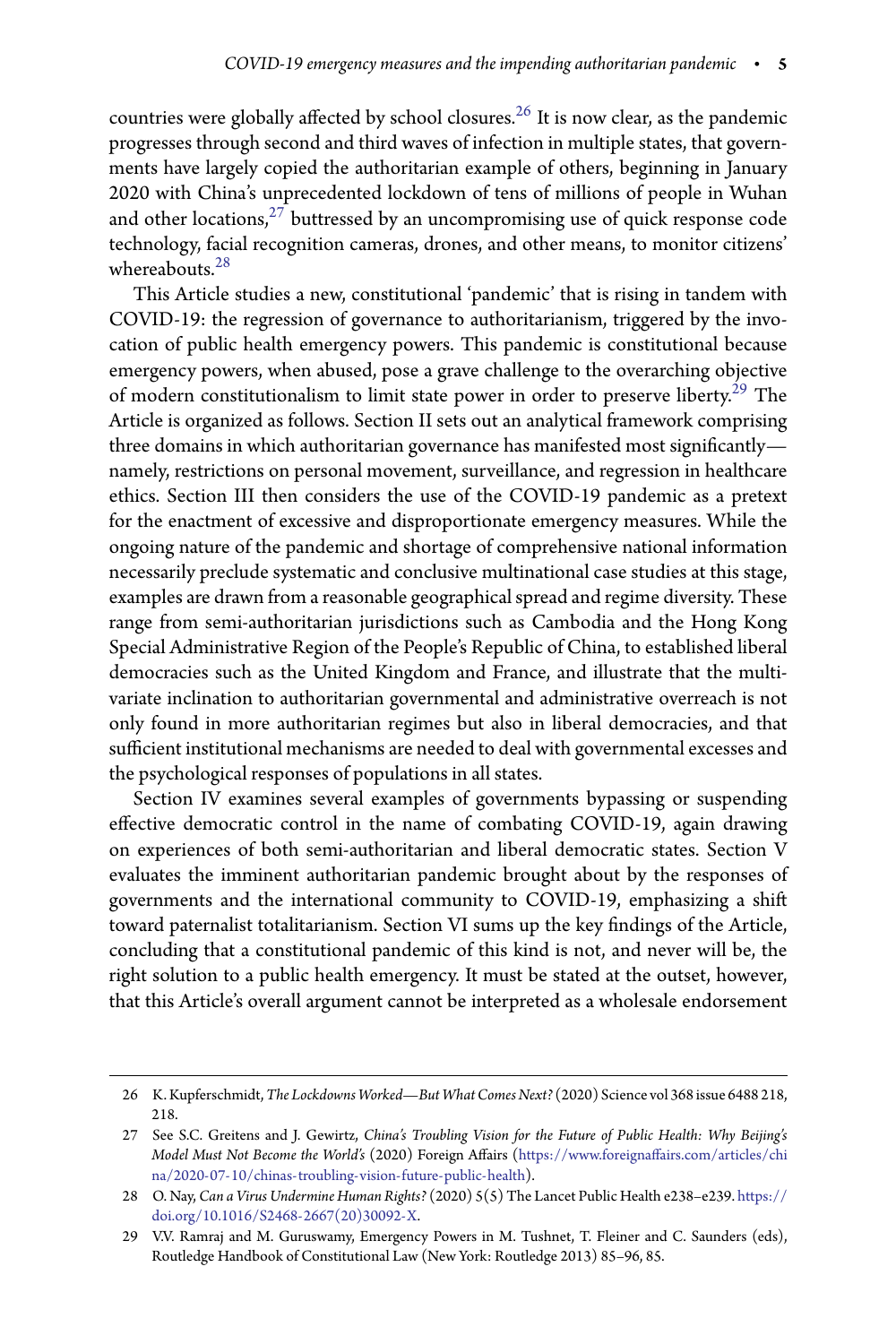countries were globally affected by school closures.[26] It is now clear, as the pandemic progresses through second and third waves of infection in multiple states, that governments have largely copied the authoritarian example of others, beginning in January 2020 with China's unprecedented lockdown of tens of millions of people in Wuhan and other locations,[27] buttressed by an uncompromising use of quick response code technology, facial recognition cameras, drones, and other means, to monitor citizens' whereabouts.[28]

This Article studies a new, constitutional 'pandemic' that is rising in tandem with COVID-19: the regression of governance to authoritarianism, triggered by the invocation of public health emergency powers. This pandemic is constitutional because emergency powers, when abused, pose a grave challenge to the overarching objective of modern constitutionalism to limit state power in order to preserve liberty.[29] The Article is organized as follows. Section II sets out an analytical framework comprising three domains in which authoritarian governance has manifested most significantly—namely, restrictions on personal movement, surveillance, and regression in healthcare ethics. Section III then considers the use of the COVID-19 pandemic as a pretext for the enactment of excessive and disproportionate emergency measures. While the ongoing nature of the pandemic and shortage of comprehensive national information necessarily preclude systematic and conclusive multinational case studies at this stage, examples are drawn from a reasonable geographical spread and regime diversity. These range from semi-authoritarian jurisdictions such as Cambodia and the Hong Kong Special Administrative Region of the People's Republic of China, to established liberal democracies such as the United Kingdom and France, and illustrate that the multivariate inclination to authoritarian governmental and administrative overreach is not only found in more authoritarian regimes but also in liberal democracies, and that sufficient institutional mechanisms are needed to deal with governmental excesses and the psychological responses of populations in all states.

Section IV examines several examples of governments bypassing or suspending effective democratic control in the name of combating COVID-19, again drawing on experiences of both semi-authoritarian and liberal democratic states. Section V evaluates the imminent authoritarian pandemic brought about by the responses of governments and the international community to COVID-19, emphasizing a shift toward paternalist totalitarianism. Section VI sums up the key findings of the Article, concluding that a constitutional pandemic of this kind is not, and never will be, the right solution to a public health emergency. It must be stated at the outset, however, that this Article's overall argument cannot be interpreted as a wholesale endorsement

---

26 K. Kupferschmidt, *The Lockdowns Worked—But What Comes Next?* (2020) Science vol 368 issue 6488 218, 218.

27 See S.C. Greitens and J. Gewirtz, *China's Troubling Vision for the Future of Public Health: Why Beijing's Model Must Not Become the World's* (2020) Foreign Affairs (https://www.foreignaffairs.com/articles/china/2020-07-10/chinas-troubling-vision-future-public-health).

28 O. Nay, *Can a Virus Undermine Human Rights?* (2020) 5(5) The Lancet Public Health e238–e239. https://doi.org/10.1016/S2468-2667(20)30092-X.

29 V.V. Ramraj and M. Guruswamy, Emergency Powers in M. Tushnet, T. Fleiner and C. Saunders (eds), Routledge Handbook of Constitutional Law (New York: Routledge 2013) 85–96, 85.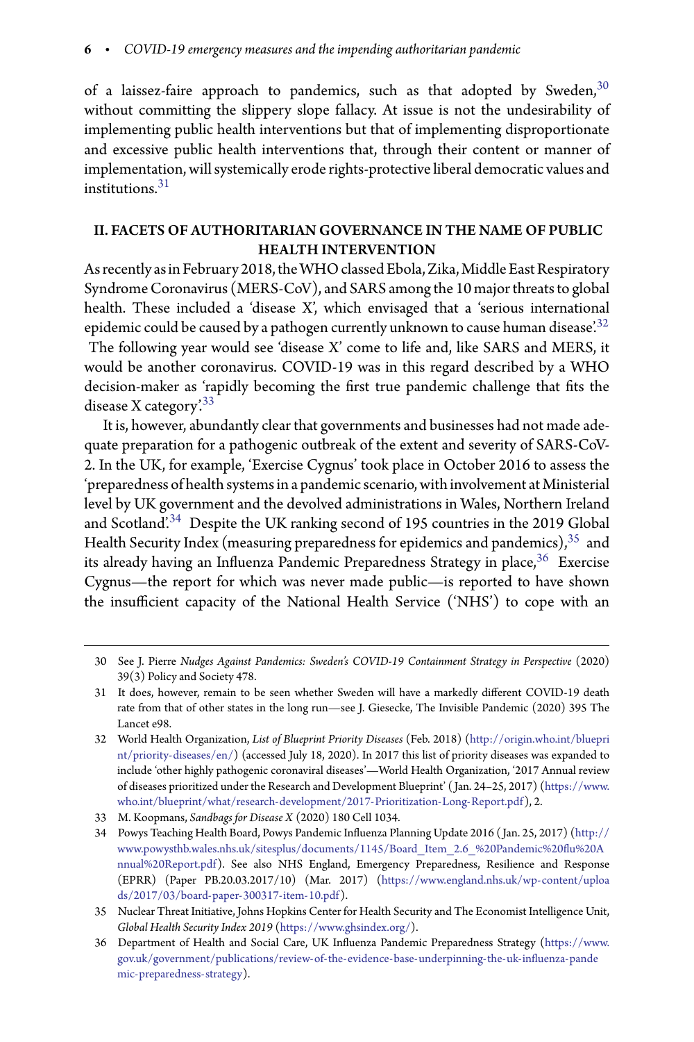of a laissez-faire approach to pandemics, such as that adopted by Sweden,[30] without committing the slippery slope fallacy. At issue is not the undesirability of implementing public health interventions but that of implementing disproportionate and excessive public health interventions that, through their content or manner of implementation, will systemically erode rights-protective liberal democratic values and institutions.[31]

## II. FACETS OF AUTHORITARIAN GOVERNANCE IN THE NAME OF PUBLIC HEALTH INTERVENTION

As recently as in February 2018, the WHO classed Ebola, Zika, Middle East Respiratory Syndrome Coronavirus (MERS-CoV), and SARS among the 10 major threats to global health. These included a 'disease X', which envisaged that a 'serious international epidemic could be caused by a pathogen currently unknown to cause human disease'.[32] The following year would see 'disease X' come to life and, like SARS and MERS, it would be another coronavirus. COVID-19 was in this regard described by a WHO decision-maker as 'rapidly becoming the first true pandemic challenge that fits the disease X category'.[33]

It is, however, abundantly clear that governments and businesses had not made adequate preparation for a pathogenic outbreak of the extent and severity of SARS-CoV-2. In the UK, for example, 'Exercise Cygnus' took place in October 2016 to assess the 'preparedness of health systems in a pandemic scenario, with involvement at Ministerial level by UK government and the devolved administrations in Wales, Northern Ireland and Scotland'.[34] Despite the UK ranking second of 195 countries in the 2019 Global Health Security Index (measuring preparedness for epidemics and pandemics),[35] and its already having an Influenza Pandemic Preparedness Strategy in place,[36] Exercise Cygnus—the report for which was never made public—is reported to have shown the insufficient capacity of the National Health Service ('NHS') to cope with an

---

30 See J. Pierre *Nudges Against Pandemics: Sweden's COVID-19 Containment Strategy in Perspective* (2020) 39(3) Policy and Society 478.

31 It does, however, remain to be seen whether Sweden will have a markedly different COVID-19 death rate from that of other states in the long run—see J. Giesecke, The Invisible Pandemic (2020) 395 The Lancet e98.

32 World Health Organization, *List of Blueprint Priority Diseases* (Feb. 2018) (http://origin.who.int/blueprint/priority-diseases/en/) (accessed July 18, 2020). In 2017 this list of priority diseases was expanded to include 'other highly pathogenic coronaviral diseases'—World Health Organization, '2017 Annual review of diseases prioritized under the Research and Development Blueprint' ( Jan. 24–25, 2017) (https://www.who.int/blueprint/what/research-development/2017-Prioritization-Long-Report.pdf), 2.

33 M. Koopmans, *Sandbags for Disease X* (2020) 180 Cell 1034.

34 Powys Teaching Health Board, Powys Pandemic Influenza Planning Update 2016 ( Jan. 25, 2017) (http://www.powysthb.wales.nhs.uk/sitesplus/documents/1145/Board_Item_2.6_%20Pandemic%20flu%20Annual%20Report.pdf). See also NHS England, Emergency Preparedness, Resilience and Response (EPRR) (Paper PB.20.03.2017/10) (Mar. 2017) (https://www.england.nhs.uk/wp-content/uploads/2017/03/board-paper-300317-item-10.pdf).

35 Nuclear Threat Initiative, Johns Hopkins Center for Health Security and The Economist Intelligence Unit, *Global Health Security Index 2019* (https://www.ghsindex.org/).

36 Department of Health and Social Care, UK Influenza Pandemic Preparedness Strategy (https://www.gov.uk/government/publications/review-of-the-evidence-base-underpinning-the-uk-influenza-pandemic-preparedness-strategy).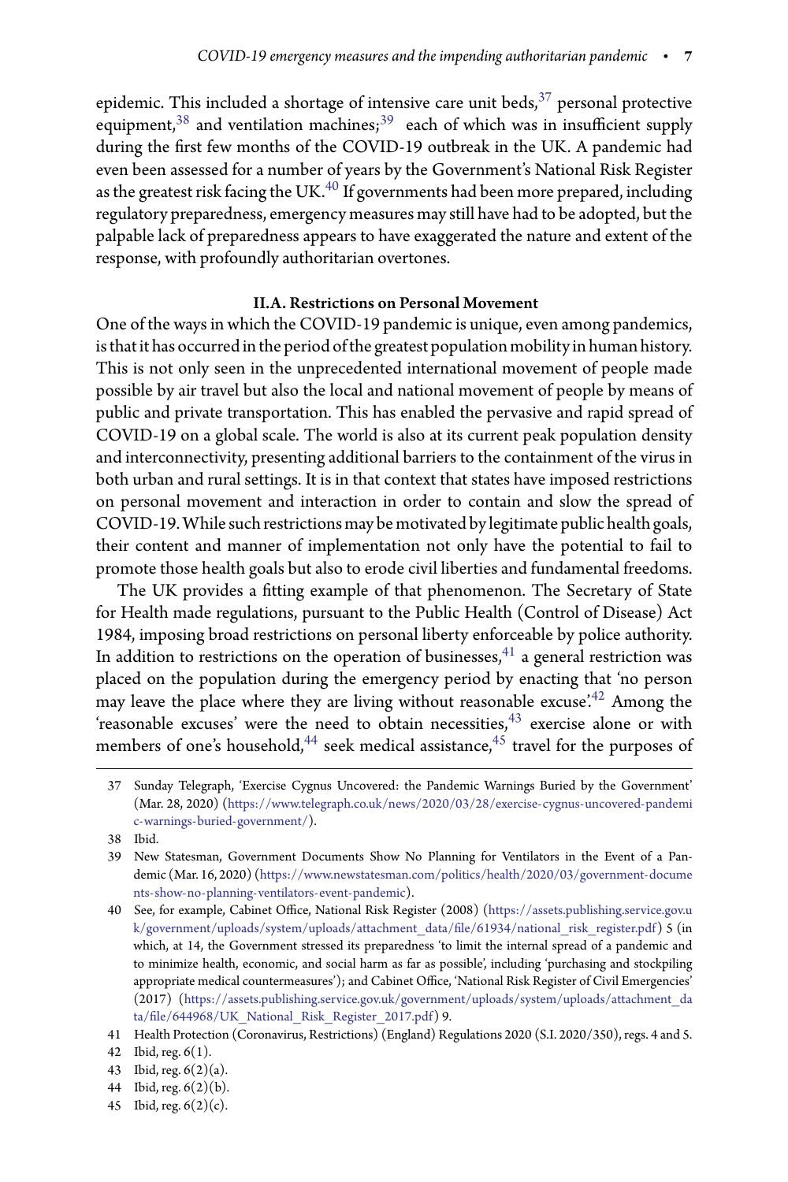epidemic. This included a shortage of intensive care unit beds,[37] personal protective equipment,[38] and ventilation machines;[39] each of which was in insufficient supply during the first few months of the COVID-19 outbreak in the UK. A pandemic had even been assessed for a number of years by the Government's National Risk Register as the greatest risk facing the UK.[40] If governments had been more prepared, including regulatory preparedness, emergency measures may still have had to be adopted, but the palpable lack of preparedness appears to have exaggerated the nature and extent of the response, with profoundly authoritarian overtones.

### II.A. Restrictions on Personal Movement

One of the ways in which the COVID-19 pandemic is unique, even among pandemics, is that it has occurred in the period of the greatest population mobility in human history. This is not only seen in the unprecedented international movement of people made possible by air travel but also the local and national movement of people by means of public and private transportation. This has enabled the pervasive and rapid spread of COVID-19 on a global scale. The world is also at its current peak population density and interconnectivity, presenting additional barriers to the containment of the virus in both urban and rural settings. It is in that context that states have imposed restrictions on personal movement and interaction in order to contain and slow the spread of COVID-19. While such restrictions may be motivated by legitimate public health goals, their content and manner of implementation not only have the potential to fail to promote those health goals but also to erode civil liberties and fundamental freedoms.

The UK provides a fitting example of that phenomenon. The Secretary of State for Health made regulations, pursuant to the Public Health (Control of Disease) Act 1984, imposing broad restrictions on personal liberty enforceable by police authority. In addition to restrictions on the operation of businesses,[41] a general restriction was placed on the population during the emergency period by enacting that 'no person may leave the place where they are living without reasonable excuse'.[42] Among the 'reasonable excuses' were the need to obtain necessities,[43] exercise alone or with members of one's household,[44] seek medical assistance,[45] travel for the purposes of

---

37 Sunday Telegraph, 'Exercise Cygnus Uncovered: the Pandemic Warnings Buried by the Government' (Mar. 28, 2020) (https://www.telegraph.co.uk/news/2020/03/28/exercise-cygnus-uncovered-pandemic-warnings-buried-government/).

38 Ibid.

39 New Statesman, Government Documents Show No Planning for Ventilators in the Event of a Pandemic (Mar. 16, 2020) (https://www.newstatesman.com/politics/health/2020/03/government-documents-show-no-planning-ventilators-event-pandemic).

40 See, for example, Cabinet Office, National Risk Register (2008) (https://assets.publishing.service.gov.uk/government/uploads/system/uploads/attachment_data/file/61934/national_risk_register.pdf) 5 (in which, at 14, the Government stressed its preparedness 'to limit the internal spread of a pandemic and to minimize health, economic, and social harm as far as possible', including 'purchasing and stockpiling appropriate medical countermeasures'); and Cabinet Office, 'National Risk Register of Civil Emergencies' (2017) (https://assets.publishing.service.gov.uk/government/uploads/system/uploads/attachment_data/file/644968/UK_National_Risk_Register_2017.pdf) 9.

41 Health Protection (Coronavirus, Restrictions) (England) Regulations 2020 (S.I. 2020/350), regs. 4 and 5.

42 Ibid, reg. 6(1).

43 Ibid, reg. 6(2)(a).

44 Ibid, reg. 6(2)(b).

45 Ibid, reg. 6(2)(c).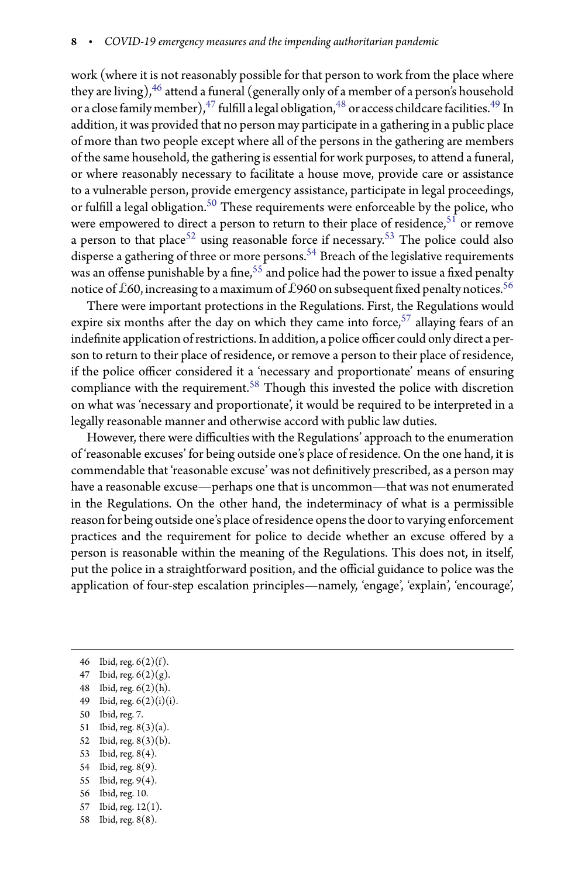work (where it is not reasonably possible for that person to work from the place where they are living),[46] attend a funeral (generally only of a member of a person's household or a close family member),[47] fulfill a legal obligation,[48] or access childcare facilities.[49] In addition, it was provided that no person may participate in a gathering in a public place of more than two people except where all of the persons in the gathering are members of the same household, the gathering is essential for work purposes, to attend a funeral, or where reasonably necessary to facilitate a house move, provide care or assistance to a vulnerable person, provide emergency assistance, participate in legal proceedings, or fulfill a legal obligation.[50] These requirements were enforceable by the police, who were empowered to direct a person to return to their place of residence,[51] or remove a person to that place[52] using reasonable force if necessary.[53] The police could also disperse a gathering of three or more persons.[54] Breach of the legislative requirements was an offense punishable by a fine,[55] and police had the power to issue a fixed penalty notice of £60, increasing to a maximum of £960 on subsequent fixed penalty notices.[56]

There were important protections in the Regulations. First, the Regulations would expire six months after the day on which they came into force,[57] allaying fears of an indefinite application of restrictions. In addition, a police officer could only direct a person to return to their place of residence, or remove a person to their place of residence, if the police officer considered it a 'necessary and proportionate' means of ensuring compliance with the requirement.[58] Though this invested the police with discretion on what was 'necessary and proportionate', it would be required to be interpreted in a legally reasonable manner and otherwise accord with public law duties.

However, there were difficulties with the Regulations' approach to the enumeration of 'reasonable excuses' for being outside one's place of residence. On the one hand, it is commendable that 'reasonable excuse' was not definitively prescribed, as a person may have a reasonable excuse—perhaps one that is uncommon—that was not enumerated in the Regulations. On the other hand, the indeterminacy of what is a permissible reason for being outside one's place of residence opens the door to varying enforcement practices and the requirement for police to decide whether an excuse offered by a person is reasonable within the meaning of the Regulations. This does not, in itself, put the police in a straightforward position, and the official guidance to police was the application of four-step escalation principles—namely, 'engage', 'explain', 'encourage',

46 Ibid, reg. 6(2)(f).
47 Ibid, reg. 6(2)(g).
48 Ibid, reg. 6(2)(h).
49 Ibid, reg. 6(2)(i)(i).
50 Ibid, reg. 7.
51 Ibid, reg. 8(3)(a).
52 Ibid, reg. 8(3)(b).
53 Ibid, reg. 8(4).
54 Ibid, reg. 8(9).
55 Ibid, reg. 9(4).
56 Ibid, reg. 10.
57 Ibid, reg. 12(1).
58 Ibid, reg. 8(8).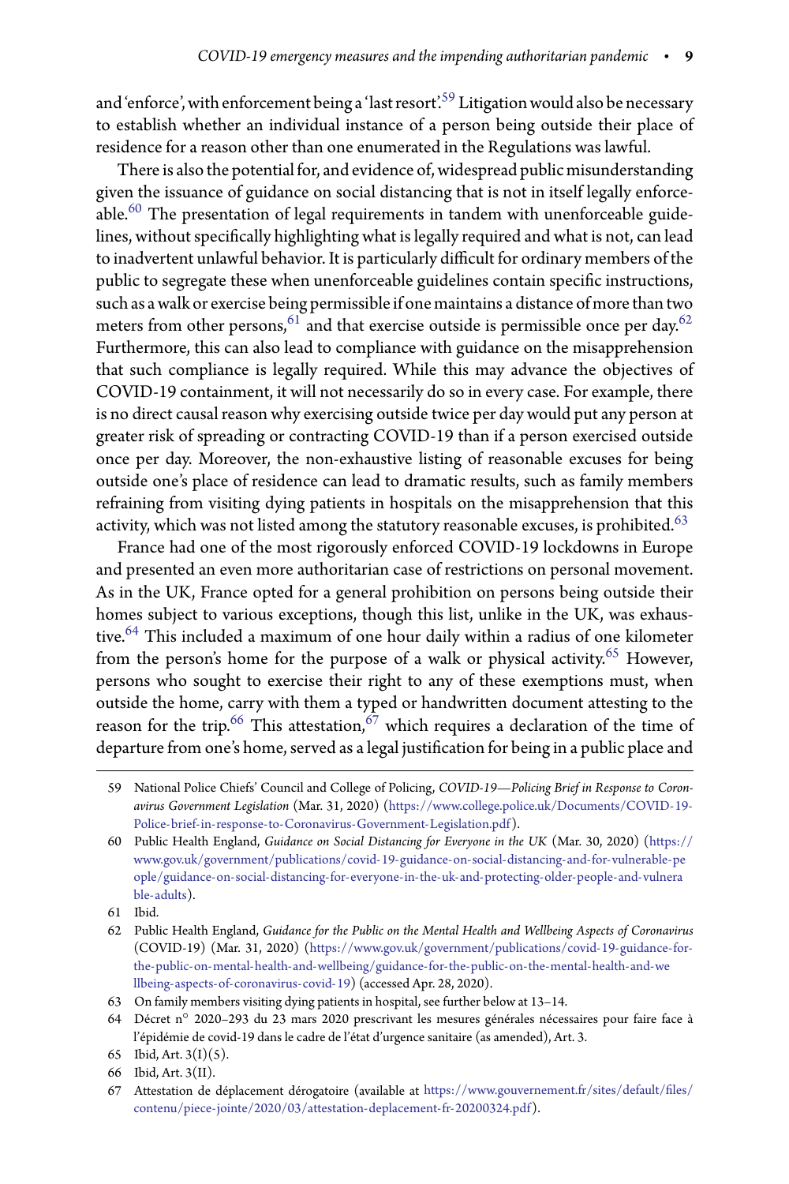and 'enforce', with enforcement being a 'last resort'.[59] Litigation would also be necessary to establish whether an individual instance of a person being outside their place of residence for a reason other than one enumerated in the Regulations was lawful.

There is also the potential for, and evidence of, widespread public misunderstanding given the issuance of guidance on social distancing that is not in itself legally enforceable.[60] The presentation of legal requirements in tandem with unenforceable guidelines, without specifically highlighting what is legally required and what is not, can lead to inadvertent unlawful behavior. It is particularly difficult for ordinary members of the public to segregate these when unenforceable guidelines contain specific instructions, such as a walk or exercise being permissible if one maintains a distance of more than two meters from other persons,[61] and that exercise outside is permissible once per day.[62] Furthermore, this can also lead to compliance with guidance on the misapprehension that such compliance is legally required. While this may advance the objectives of COVID-19 containment, it will not necessarily do so in every case. For example, there is no direct causal reason why exercising outside twice per day would put any person at greater risk of spreading or contracting COVID-19 than if a person exercised outside once per day. Moreover, the non-exhaustive listing of reasonable excuses for being outside one's place of residence can lead to dramatic results, such as family members refraining from visiting dying patients in hospitals on the misapprehension that this activity, which was not listed among the statutory reasonable excuses, is prohibited.[63]

France had one of the most rigorously enforced COVID-19 lockdowns in Europe and presented an even more authoritarian case of restrictions on personal movement. As in the UK, France opted for a general prohibition on persons being outside their homes subject to various exceptions, though this list, unlike in the UK, was exhaustive.[64] This included a maximum of one hour daily within a radius of one kilometer from the person's home for the purpose of a walk or physical activity.[65] However, persons who sought to exercise their right to any of these exemptions must, when outside the home, carry with them a typed or handwritten document attesting to the reason for the trip.[66] This attestation,[67] which requires a declaration of the time of departure from one's home, served as a legal justification for being in a public place and

---

59 National Police Chiefs' Council and College of Policing, *COVID-19—Policing Brief in Response to Coronavirus Government Legislation* (Mar. 31, 2020) (https://www.college.police.uk/Documents/COVID-19-Police-brief-in-response-to-Coronavirus-Government-Legislation.pdf).

60 Public Health England, *Guidance on Social Distancing for Everyone in the UK* (Mar. 30, 2020) (https://www.gov.uk/government/publications/covid-19-guidance-on-social-distancing-and-for-vulnerable-people/guidance-on-social-distancing-for-everyone-in-the-uk-and-protecting-older-people-and-vulnerable-adults).

61 Ibid.

62 Public Health England, *Guidance for the Public on the Mental Health and Wellbeing Aspects of Coronavirus* (COVID-19) (Mar. 31, 2020) (https://www.gov.uk/government/publications/covid-19-guidance-for-the-public-on-mental-health-and-wellbeing/guidance-for-the-public-on-the-mental-health-and-wellbeing-aspects-of-coronavirus-covid-19) (accessed Apr. 28, 2020).

63 On family members visiting dying patients in hospital, see further below at 13–14.

64 Décret n° 2020–293 du 23 mars 2020 prescrivant les mesures générales nécessaires pour faire face à l'épidémie de covid-19 dans le cadre de l'état d'urgence sanitaire (as amended), Art. 3.

65 Ibid, Art. 3(I)(5).

66 Ibid, Art. 3(II).

67 Attestation de déplacement dérogatoire (available at https://www.gouvernement.fr/sites/default/files/contenu/piece-jointe/2020/03/attestation-deplacement-fr-20200324.pdf).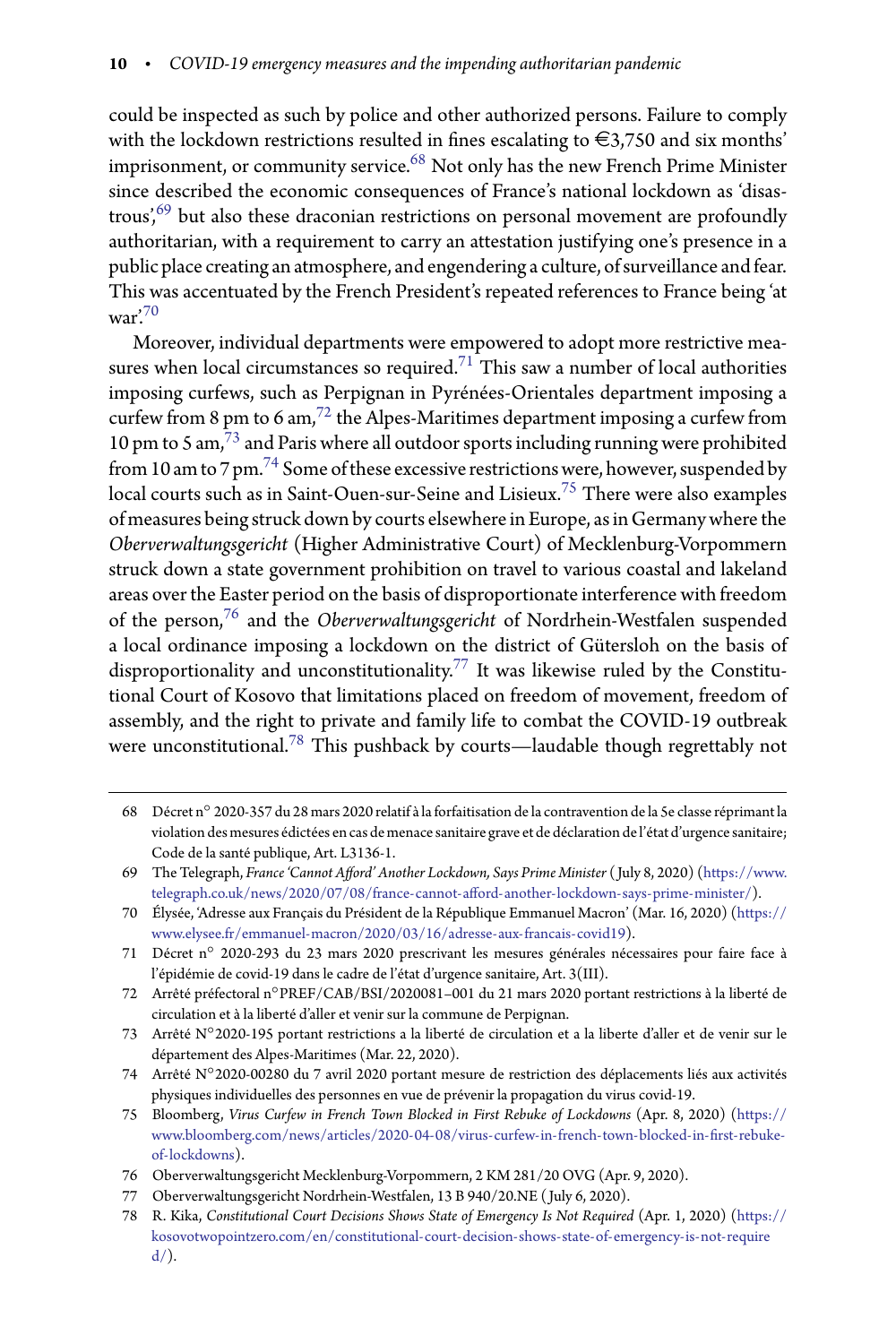could be inspected as such by police and other authorized persons. Failure to comply with the lockdown restrictions resulted in fines escalating to €3,750 and six months' imprisonment, or community service.[68] Not only has the new French Prime Minister since described the economic consequences of France's national lockdown as 'disastrous',[69] but also these draconian restrictions on personal movement are profoundly authoritarian, with a requirement to carry an attestation justifying one's presence in a public place creating an atmosphere, and engendering a culture, of surveillance and fear. This was accentuated by the French President's repeated references to France being 'at war'.[70]

Moreover, individual departments were empowered to adopt more restrictive measures when local circumstances so required.[71] This saw a number of local authorities imposing curfews, such as Perpignan in Pyrénées-Orientales department imposing a curfew from 8 pm to 6 am,[72] the Alpes-Maritimes department imposing a curfew from 10 pm to 5 am,[73] and Paris where all outdoor sports including running were prohibited from 10 am to 7 pm.[74] Some of these excessive restrictions were, however, suspended by local courts such as in Saint-Ouen-sur-Seine and Lisieux.[75] There were also examples of measures being struck down by courts elsewhere in Europe, as in Germany where the *Oberverwaltungsgericht* (Higher Administrative Court) of Mecklenburg-Vorpommern struck down a state government prohibition on travel to various coastal and lakeland areas over the Easter period on the basis of disproportionate interference with freedom of the person,[76] and the *Oberverwaltungsgericht* of Nordrhein-Westfalen suspended a local ordinance imposing a lockdown on the district of Gütersloh on the basis of disproportionality and unconstitutionality.[77] It was likewise ruled by the Constitutional Court of Kosovo that limitations placed on freedom of movement, freedom of assembly, and the right to private and family life to combat the COVID-19 outbreak were unconstitutional.[78] This pushback by courts—laudable though regrettably not

---

68 Décret n° 2020-357 du 28 mars 2020 relatif à la forfaitisation de la contravention de la 5e classe réprimant la violation des mesures édictées en cas de menace sanitaire grave et de déclaration de l'état d'urgence sanitaire; Code de la santé publique, Art. L3136-1.

69 The Telegraph, *France 'Cannot Afford' Another Lockdown, Says Prime Minister* (July 8, 2020) (https://www.telegraph.co.uk/news/2020/07/08/france-cannot-afford-another-lockdown-says-prime-minister/).

70 Élysée, 'Adresse aux Français du Président de la République Emmanuel Macron' (Mar. 16, 2020) (https://www.elysee.fr/emmanuel-macron/2020/03/16/adresse-aux-francais-covid19).

71 Décret n° 2020-293 du 23 mars 2020 prescrivant les mesures générales nécessaires pour faire face à l'épidémie de covid-19 dans le cadre de l'état d'urgence sanitaire, Art. 3(III).

72 Arrêté préfectoral n°PREF/CAB/BSI/2020081–001 du 21 mars 2020 portant restrictions à la liberté de circulation et à la liberté d'aller et venir sur la commune de Perpignan.

73 Arrêté N°2020-195 portant restrictions a la liberté de circulation et a la liberte d'aller et de venir sur le département des Alpes-Maritimes (Mar. 22, 2020).

74 Arrêté N°2020-00280 du 7 avril 2020 portant mesure de restriction des déplacements liés aux activités physiques individuelles des personnes en vue de prévenir la propagation du virus covid-19.

75 Bloomberg, *Virus Curfew in French Town Blocked in First Rebuke of Lockdowns* (Apr. 8, 2020) (https://www.bloomberg.com/news/articles/2020-04-08/virus-curfew-in-french-town-blocked-in-first-rebuke-of-lockdowns).

76 Oberverwaltungsgericht Mecklenburg-Vorpommern, 2 KM 281/20 OVG (Apr. 9, 2020).

77 Oberverwaltungsgericht Nordrhein-Westfalen, 13 B 940/20.NE (July 6, 2020).

78 R. Kika, *Constitutional Court Decisions Shows State of Emergency Is Not Required* (Apr. 1, 2020) (https://kosovotwopointzero.com/en/constitutional-court-decision-shows-state-of-emergency-is-not-required/).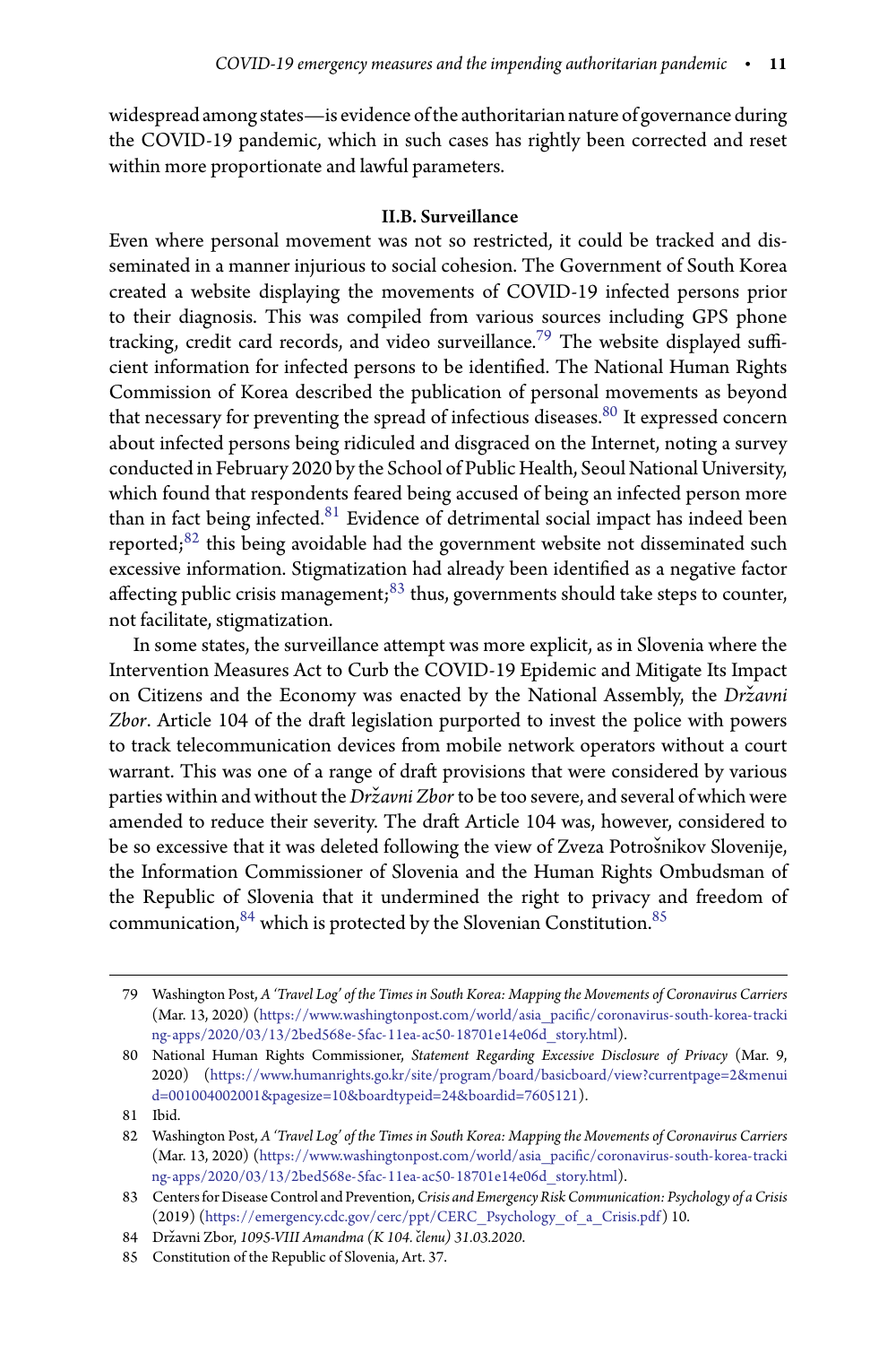widespread among states—is evidence of the authoritarian nature of governance during the COVID-19 pandemic, which in such cases has rightly been corrected and reset within more proportionate and lawful parameters.

### II.B. Surveillance

Even where personal movement was not so restricted, it could be tracked and disseminated in a manner injurious to social cohesion. The Government of South Korea created a website displaying the movements of COVID-19 infected persons prior to their diagnosis. This was compiled from various sources including GPS phone tracking, credit card records, and video surveillance.[79] The website displayed sufficient information for infected persons to be identified. The National Human Rights Commission of Korea described the publication of personal movements as beyond that necessary for preventing the spread of infectious diseases.[80] It expressed concern about infected persons being ridiculed and disgraced on the Internet, noting a survey conducted in February 2020 by the School of Public Health, Seoul National University, which found that respondents feared being accused of being an infected person more than in fact being infected.[81] Evidence of detrimental social impact has indeed been reported;[82] this being avoidable had the government website not disseminated such excessive information. Stigmatization had already been identified as a negative factor affecting public crisis management;[83] thus, governments should take steps to counter, not facilitate, stigmatization.

In some states, the surveillance attempt was more explicit, as in Slovenia where the Intervention Measures Act to Curb the COVID-19 Epidemic and Mitigate Its Impact on Citizens and the Economy was enacted by the National Assembly, the *Državni Zbor*. Article 104 of the draft legislation purported to invest the police with powers to track telecommunication devices from mobile network operators without a court warrant. This was one of a range of draft provisions that were considered by various parties within and without the *Državni Zbor* to be too severe, and several of which were amended to reduce their severity. The draft Article 104 was, however, considered to be so excessive that it was deleted following the view of Zveza Potrošnikov Slovenije, the Information Commissioner of Slovenia and the Human Rights Ombudsman of the Republic of Slovenia that it undermined the right to privacy and freedom of communication,[84] which is protected by the Slovenian Constitution.[85]

---

79 Washington Post, *A 'Travel Log' of the Times in South Korea: Mapping the Movements of Coronavirus Carriers* (Mar. 13, 2020) (https://www.washingtonpost.com/world/asia_pacific/coronavirus-south-korea-tracking-apps/2020/03/13/2bed568e-5fac-11ea-ac50-18701e14e06d_story.html).

80 National Human Rights Commissioner, *Statement Regarding Excessive Disclosure of Privacy* (Mar. 9, 2020) (https://www.humanrights.go.kr/site/program/board/basicboard/view?currentpage=2&menuid=001004002001&pagesize=10&boardtypeid=24&boardid=7605121).

81 Ibid.

82 Washington Post, *A 'Travel Log' of the Times in South Korea: Mapping the Movements of Coronavirus Carriers* (Mar. 13, 2020) (https://www.washingtonpost.com/world/asia_pacific/coronavirus-south-korea-tracking-apps/2020/03/13/2bed568e-5fac-11ea-ac50-18701e14e06d_story.html).

83 Centers for Disease Control and Prevention, *Crisis and Emergency Risk Communication: Psychology of a Crisis* (2019) (https://emergency.cdc.gov/cerc/ppt/CERC_Psychology_of_a_Crisis.pdf) 10.

84 Državni Zbor, *1095-VIII Amandma (K 104. členu) 31.03.2020*.

85 Constitution of the Republic of Slovenia, Art. 37.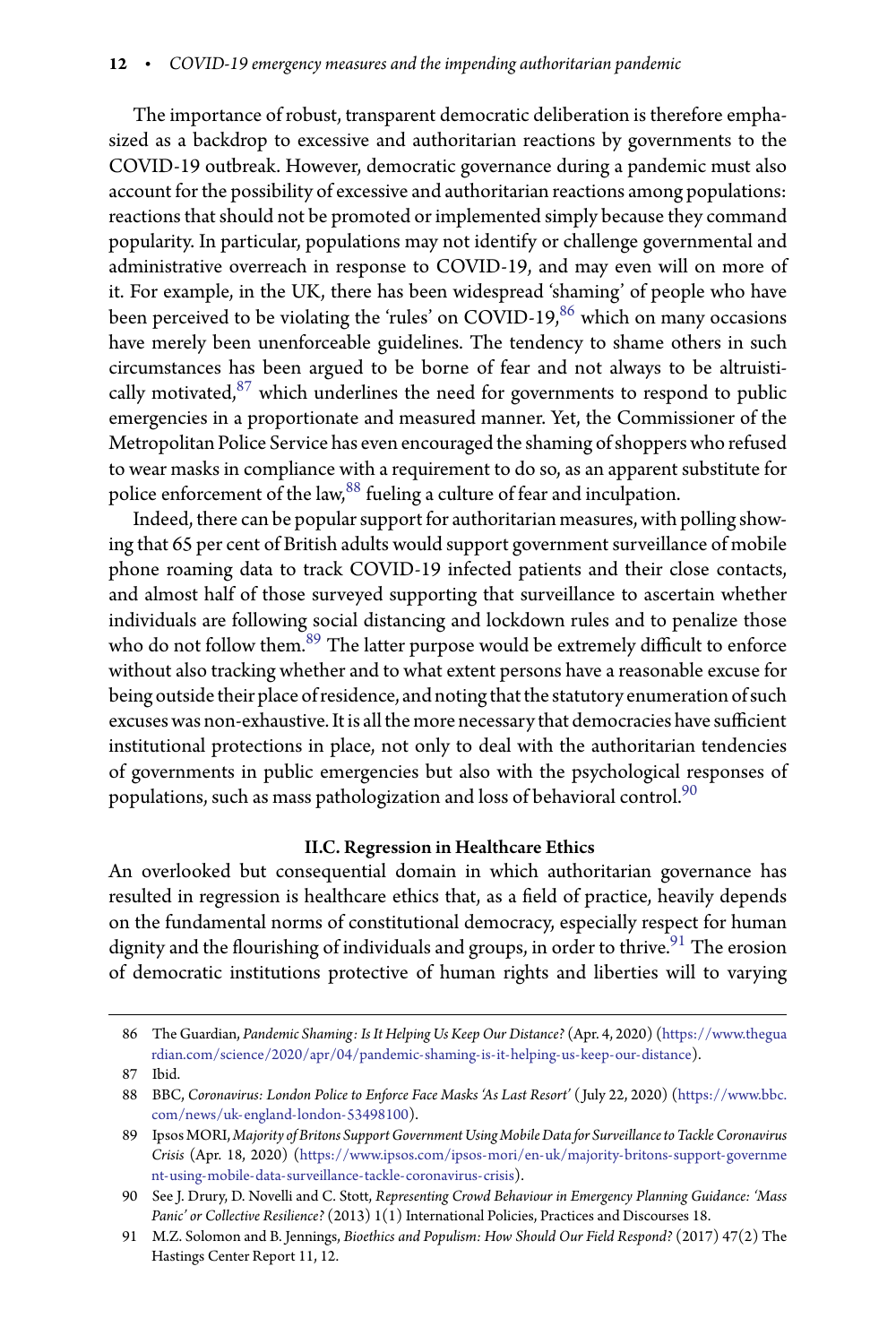The importance of robust, transparent democratic deliberation is therefore emphasized as a backdrop to excessive and authoritarian reactions by governments to the COVID-19 outbreak. However, democratic governance during a pandemic must also account for the possibility of excessive and authoritarian reactions among populations: reactions that should not be promoted or implemented simply because they command popularity. In particular, populations may not identify or challenge governmental and administrative overreach in response to COVID-19, and may even will on more of it. For example, in the UK, there has been widespread 'shaming' of people who have been perceived to be violating the 'rules' on COVID-19,[86] which on many occasions have merely been unenforceable guidelines. The tendency to shame others in such circumstances has been argued to be borne of fear and not always to be altruistically motivated,[87] which underlines the need for governments to respond to public emergencies in a proportionate and measured manner. Yet, the Commissioner of the Metropolitan Police Service has even encouraged the shaming of shoppers who refused to wear masks in compliance with a requirement to do so, as an apparent substitute for police enforcement of the law,[88] fueling a culture of fear and inculpation.

Indeed, there can be popular support for authoritarian measures, with polling showing that 65 per cent of British adults would support government surveillance of mobile phone roaming data to track COVID-19 infected patients and their close contacts, and almost half of those surveyed supporting that surveillance to ascertain whether individuals are following social distancing and lockdown rules and to penalize those who do not follow them.[89] The latter purpose would be extremely difficult to enforce without also tracking whether and to what extent persons have a reasonable excuse for being outside their place of residence, and noting that the statutory enumeration of such excuses was non-exhaustive. It is all the more necessary that democracies have sufficient institutional protections in place, not only to deal with the authoritarian tendencies of governments in public emergencies but also with the psychological responses of populations, such as mass pathologization and loss of behavioral control.[90]

### II.C. Regression in Healthcare Ethics

An overlooked but consequential domain in which authoritarian governance has resulted in regression is healthcare ethics that, as a field of practice, heavily depends on the fundamental norms of constitutional democracy, especially respect for human dignity and the flourishing of individuals and groups, in order to thrive.[91] The erosion of democratic institutions protective of human rights and liberties will to varying

---

86 The Guardian, *Pandemic Shaming: Is It Helping Us Keep Our Distance?* (Apr. 4, 2020) (https://www.theguardian.com/science/2020/apr/04/pandemic-shaming-is-it-helping-us-keep-our-distance).

87 Ibid.

88 BBC, *Coronavirus: London Police to Enforce Face Masks 'As Last Resort'* (July 22, 2020) (https://www.bbc.com/news/uk-england-london-53498100).

89 Ipsos MORI, *Majority of Britons Support Government Using Mobile Data for Surveillance to Tackle Coronavirus Crisis* (Apr. 18, 2020) (https://www.ipsos.com/ipsos-mori/en-uk/majority-britons-support-government-using-mobile-data-surveillance-tackle-coronavirus-crisis).

90 See J. Drury, D. Novelli and C. Stott, *Representing Crowd Behaviour in Emergency Planning Guidance: 'Mass Panic' or Collective Resilience?* (2013) 1(1) International Policies, Practices and Discourses 18.

91 M.Z. Solomon and B. Jennings, *Bioethics and Populism: How Should Our Field Respond?* (2017) 47(2) The Hastings Center Report 11, 12.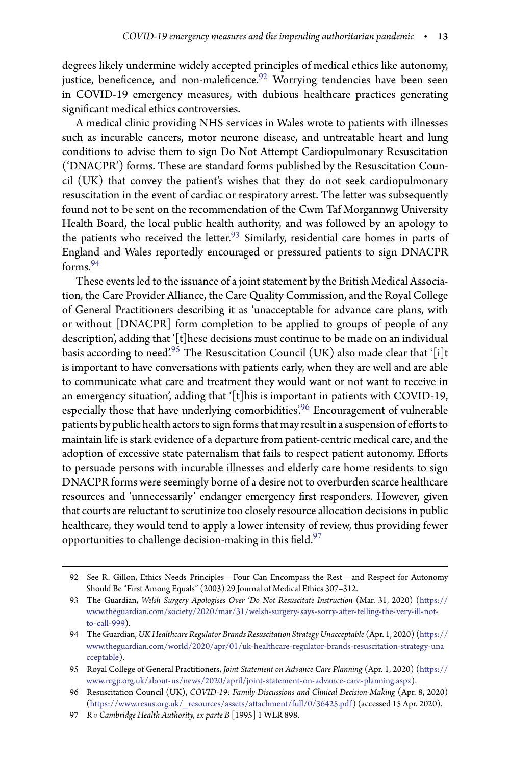degrees likely undermine widely accepted principles of medical ethics like autonomy, justice, beneficence, and non-maleficence.[92] Worrying tendencies have been seen in COVID-19 emergency measures, with dubious healthcare practices generating significant medical ethics controversies.

A medical clinic providing NHS services in Wales wrote to patients with illnesses such as incurable cancers, motor neurone disease, and untreatable heart and lung conditions to advise them to sign Do Not Attempt Cardiopulmonary Resuscitation ('DNACPR') forms. These are standard forms published by the Resuscitation Council (UK) that convey the patient's wishes that they do not seek cardiopulmonary resuscitation in the event of cardiac or respiratory arrest. The letter was subsequently found not to be sent on the recommendation of the Cwm Taf Morgannwg University Health Board, the local public health authority, and was followed by an apology to the patients who received the letter.[93] Similarly, residential care homes in parts of England and Wales reportedly encouraged or pressured patients to sign DNACPR forms.[94]

These events led to the issuance of a joint statement by the British Medical Association, the Care Provider Alliance, the Care Quality Commission, and the Royal College of General Practitioners describing it as 'unacceptable for advance care plans, with or without [DNACPR] form completion to be applied to groups of people of any description', adding that '[t]hese decisions must continue to be made on an individual basis according to need'.[95] The Resuscitation Council (UK) also made clear that '[i]t is important to have conversations with patients early, when they are well and are able to communicate what care and treatment they would want or not want to receive in an emergency situation', adding that '[t]his is important in patients with COVID-19, especially those that have underlying comorbidities'.[96] Encouragement of vulnerable patients by public health actors to sign forms that may result in a suspension of efforts to maintain life is stark evidence of a departure from patient-centric medical care, and the adoption of excessive state paternalism that fails to respect patient autonomy. Efforts to persuade persons with incurable illnesses and elderly care home residents to sign DNACPR forms were seemingly borne of a desire not to overburden scarce healthcare resources and 'unnecessarily' endanger emergency first responders. However, given that courts are reluctant to scrutinize too closely resource allocation decisions in public healthcare, they would tend to apply a lower intensity of review, thus providing fewer opportunities to challenge decision-making in this field.[97]

---

92 See R. Gillon, Ethics Needs Principles—Four Can Encompass the Rest—and Respect for Autonomy Should Be "First Among Equals" (2003) 29 Journal of Medical Ethics 307–312.

93 The Guardian, *Welsh Surgery Apologises Over 'Do Not Resuscitate Instruction* (Mar. 31, 2020) (https://www.theguardian.com/society/2020/mar/31/welsh-surgery-says-sorry-after-telling-the-very-ill-not-to-call-999).

94 The Guardian, *UK Healthcare Regulator Brands Resuscitation Strategy Unacceptable* (Apr. 1, 2020) (https://www.theguardian.com/world/2020/apr/01/uk-healthcare-regulator-brands-resuscitation-strategy-unacceptable).

95 Royal College of General Practitioners, *Joint Statement on Advance Care Planning* (Apr. 1, 2020) (https://www.rcgp.org.uk/about-us/news/2020/april/joint-statement-on-advance-care-planning.aspx).

96 Resuscitation Council (UK), *COVID-19: Family Discussions and Clinical Decision-Making* (Apr. 8, 2020) (https://www.resus.org.uk/_resources/assets/attachment/full/0/36425.pdf) (accessed 15 Apr. 2020).

97 *R v Cambridge Health Authority, ex parte B* [1995] 1 WLR 898.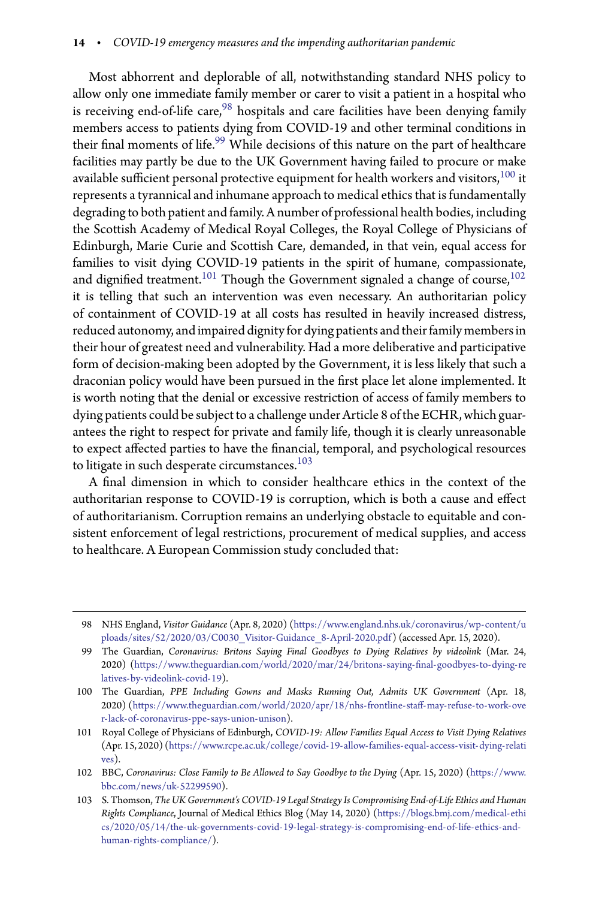Most abhorrent and deplorable of all, notwithstanding standard NHS policy to allow only one immediate family member or carer to visit a patient in a hospital who is receiving end-of-life care,[98] hospitals and care facilities have been denying family members access to patients dying from COVID-19 and other terminal conditions in their final moments of life.[99] While decisions of this nature on the part of healthcare facilities may partly be due to the UK Government having failed to procure or make available sufficient personal protective equipment for health workers and visitors,[100] it represents a tyrannical and inhumane approach to medical ethics that is fundamentally degrading to both patient and family. A number of professional health bodies, including the Scottish Academy of Medical Royal Colleges, the Royal College of Physicians of Edinburgh, Marie Curie and Scottish Care, demanded, in that vein, equal access for families to visit dying COVID-19 patients in the spirit of humane, compassionate, and dignified treatment.[101] Though the Government signaled a change of course,[102] it is telling that such an intervention was even necessary. An authoritarian policy of containment of COVID-19 at all costs has resulted in heavily increased distress, reduced autonomy, and impaired dignity for dying patients and their family members in their hour of greatest need and vulnerability. Had a more deliberative and participative form of decision-making been adopted by the Government, it is less likely that such a draconian policy would have been pursued in the first place let alone implemented. It is worth noting that the denial or excessive restriction of access of family members to dying patients could be subject to a challenge under Article 8 of the ECHR, which guarantees the right to respect for private and family life, though it is clearly unreasonable to expect affected parties to have the financial, temporal, and psychological resources to litigate in such desperate circumstances.[103]

A final dimension in which to consider healthcare ethics in the context of the authoritarian response to COVID-19 is corruption, which is both a cause and effect of authoritarianism. Corruption remains an underlying obstacle to equitable and consistent enforcement of legal restrictions, procurement of medical supplies, and access to healthcare. A European Commission study concluded that:

---

98 NHS England, *Visitor Guidance* (Apr. 8, 2020) (https://www.england.nhs.uk/coronavirus/wp-content/uploads/sites/52/2020/03/C0030_Visitor-Guidance_8-April-2020.pdf) (accessed Apr. 15, 2020).

99 The Guardian, *Coronavirus: Britons Saying Final Goodbyes to Dying Relatives by videolink* (Mar. 24, 2020) (https://www.theguardian.com/world/2020/mar/24/britons-saying-final-goodbyes-to-dying-relatives-by-videolink-covid-19).

100 The Guardian, *PPE Including Gowns and Masks Running Out, Admits UK Government* (Apr. 18, 2020) (https://www.theguardian.com/world/2020/apr/18/nhs-frontline-staff-may-refuse-to-work-over-lack-of-coronavirus-ppe-says-union-unison).

101 Royal College of Physicians of Edinburgh, *COVID-19: Allow Families Equal Access to Visit Dying Relatives* (Apr. 15, 2020) (https://www.rcpe.ac.uk/college/covid-19-allow-families-equal-access-visit-dying-relatives).

102 BBC, *Coronavirus: Close Family to Be Allowed to Say Goodbye to the Dying* (Apr. 15, 2020) (https://www.bbc.com/news/uk-52299590).

103 S. Thomson, *The UK Government's COVID-19 Legal Strategy Is Compromising End-of-Life Ethics and Human Rights Compliance*, Journal of Medical Ethics Blog (May 14, 2020) (https://blogs.bmj.com/medical-ethics/2020/05/14/the-uk-governments-covid-19-legal-strategy-is-compromising-end-of-life-ethics-and-human-rights-compliance/).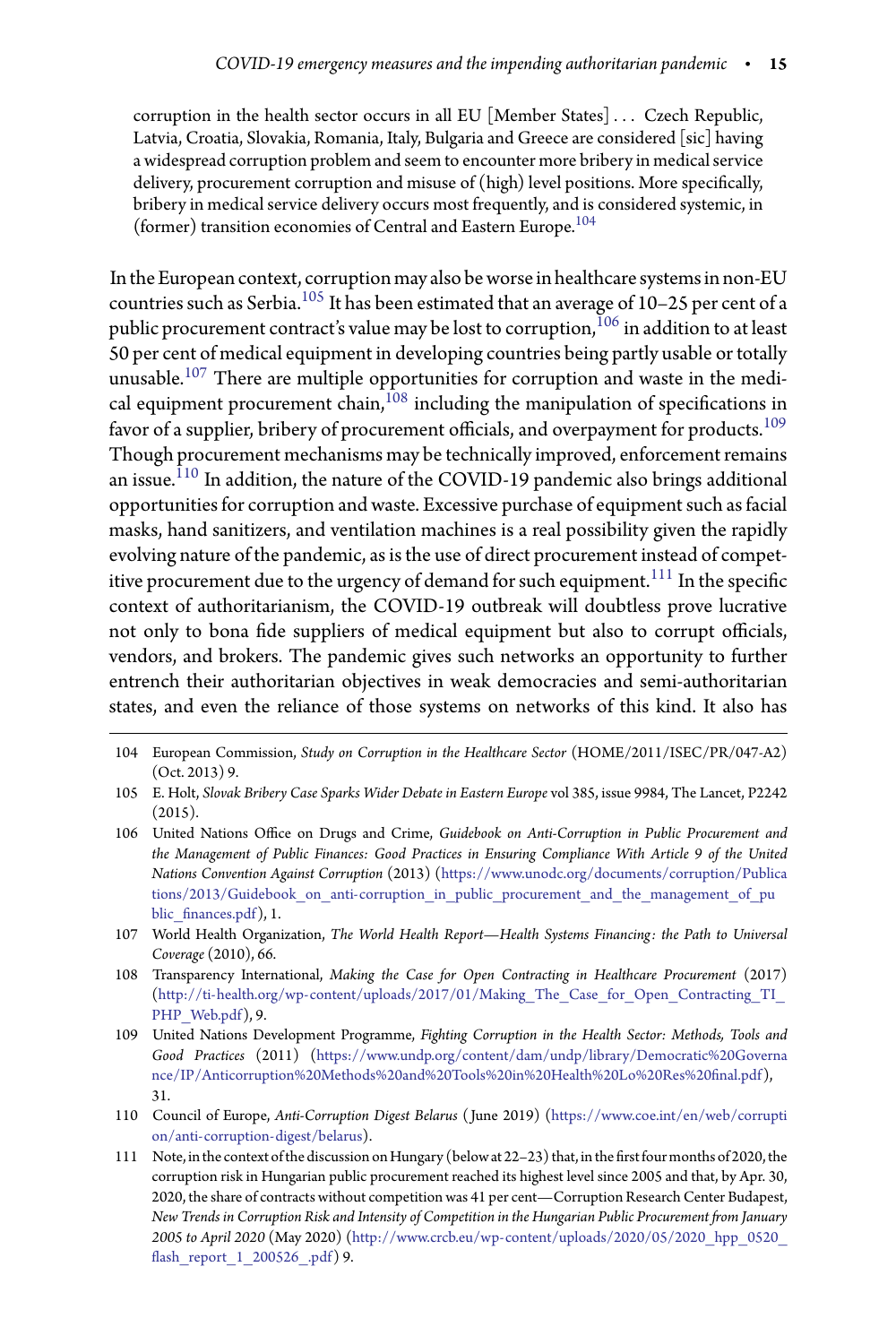> corruption in the health sector occurs in all EU [Member States] . . . Czech Republic, Latvia, Croatia, Slovakia, Romania, Italy, Bulgaria and Greece are considered [sic] having a widespread corruption problem and seem to encounter more bribery in medical service delivery, procurement corruption and misuse of (high) level positions. More specifically, bribery in medical service delivery occurs most frequently, and is considered systemic, in (former) transition economies of Central and Eastern Europe.[104]

In the European context, corruption may also be worse in healthcare systems in non-EU countries such as Serbia.[105] It has been estimated that an average of 10–25 per cent of a public procurement contract's value may be lost to corruption,[106] in addition to at least 50 per cent of medical equipment in developing countries being partly usable or totally unusable.[107] There are multiple opportunities for corruption and waste in the medical equipment procurement chain,[108] including the manipulation of specifications in favor of a supplier, bribery of procurement officials, and overpayment for products.[109] Though procurement mechanisms may be technically improved, enforcement remains an issue.[110] In addition, the nature of the COVID-19 pandemic also brings additional opportunities for corruption and waste. Excessive purchase of equipment such as facial masks, hand sanitizers, and ventilation machines is a real possibility given the rapidly evolving nature of the pandemic, as is the use of direct procurement instead of competitive procurement due to the urgency of demand for such equipment.[111] In the specific context of authoritarianism, the COVID-19 outbreak will doubtless prove lucrative not only to bona fide suppliers of medical equipment but also to corrupt officials, vendors, and brokers. The pandemic gives such networks an opportunity to further entrench their authoritarian objectives in weak democracies and semi-authoritarian states, and even the reliance of those systems on networks of this kind. It also has

---

104 European Commission, *Study on Corruption in the Healthcare Sector* (HOME/2011/ISEC/PR/047-A2) (Oct. 2013) 9.

105 E. Holt, *Slovak Bribery Case Sparks Wider Debate in Eastern Europe* vol 385, issue 9984, The Lancet, P2242 (2015).

106 United Nations Office on Drugs and Crime, *Guidebook on Anti-Corruption in Public Procurement and the Management of Public Finances: Good Practices in Ensuring Compliance With Article 9 of the United Nations Convention Against Corruption* (2013) (https://www.unodc.org/documents/corruption/Publications/2013/Guidebook_on_anti-corruption_in_public_procurement_and_the_management_of_public_finances.pdf), 1.

107 World Health Organization, *The World Health Report—Health Systems Financing: the Path to Universal Coverage* (2010), 66.

108 Transparency International, *Making the Case for Open Contracting in Healthcare Procurement* (2017) (http://ti-health.org/wp-content/uploads/2017/01/Making_The_Case_for_Open_Contracting_TI_PHP_Web.pdf), 9.

109 United Nations Development Programme, *Fighting Corruption in the Health Sector: Methods, Tools and Good Practices* (2011) (https://www.undp.org/content/dam/undp/library/Democratic%20Governance/IP/Anticorruption%20Methods%20and%20Tools%20in%20Health%20Lo%20Res%20final.pdf), 31.

110 Council of Europe, *Anti-Corruption Digest Belarus* (June 2019) (https://www.coe.int/en/web/corruption/anti-corruption-digest/belarus).

111 Note, in the context of the discussion on Hungary (below at 22–23) that, in the first four months of 2020, the corruption risk in Hungarian public procurement reached its highest level since 2005 and that, by Apr. 30, 2020, the share of contracts without competition was 41 per cent—Corruption Research Center Budapest, *New Trends in Corruption Risk and Intensity of Competition in the Hungarian Public Procurement from January 2005 to April 2020* (May 2020) (http://www.crcb.eu/wp-content/uploads/2020/05/2020_hpp_0520_flash_report_1_200526_.pdf) 9.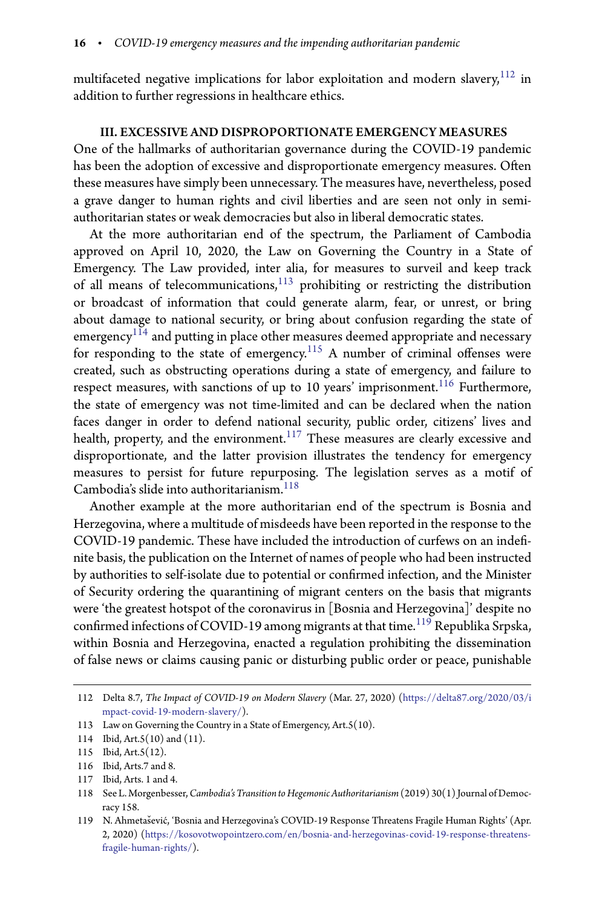multifaceted negative implications for labor exploitation and modern slavery,[112] in addition to further regressions in healthcare ethics.

## III. EXCESSIVE AND DISPROPORTIONATE EMERGENCY MEASURES

One of the hallmarks of authoritarian governance during the COVID-19 pandemic has been the adoption of excessive and disproportionate emergency measures. Often these measures have simply been unnecessary. The measures have, nevertheless, posed a grave danger to human rights and civil liberties and are seen not only in semi-authoritarian states or weak democracies but also in liberal democratic states.

At the more authoritarian end of the spectrum, the Parliament of Cambodia approved on April 10, 2020, the Law on Governing the Country in a State of Emergency. The Law provided, inter alia, for measures to surveil and keep track of all means of telecommunications,[113] prohibiting or restricting the distribution or broadcast of information that could generate alarm, fear, or unrest, or bring about damage to national security, or bring about confusion regarding the state of emergency[114] and putting in place other measures deemed appropriate and necessary for responding to the state of emergency.[115] A number of criminal offenses were created, such as obstructing operations during a state of emergency, and failure to respect measures, with sanctions of up to 10 years' imprisonment.[116] Furthermore, the state of emergency was not time-limited and can be declared when the nation faces danger in order to defend national security, public order, citizens' lives and health, property, and the environment.[117] These measures are clearly excessive and disproportionate, and the latter provision illustrates the tendency for emergency measures to persist for future repurposing. The legislation serves as a motif of Cambodia's slide into authoritarianism.[118]

Another example at the more authoritarian end of the spectrum is Bosnia and Herzegovina, where a multitude of misdeeds have been reported in the response to the COVID-19 pandemic. These have included the introduction of curfews on an indefinite basis, the publication on the Internet of names of people who had been instructed by authorities to self-isolate due to potential or confirmed infection, and the Minister of Security ordering the quarantining of migrant centers on the basis that migrants were 'the greatest hotspot of the coronavirus in [Bosnia and Herzegovina]' despite no confirmed infections of COVID-19 among migrants at that time.[119] Republika Srpska, within Bosnia and Herzegovina, enacted a regulation prohibiting the dissemination of false news or claims causing panic or disturbing public order or peace, punishable

---

112 Delta 8.7, *The Impact of COVID-19 on Modern Slavery* (Mar. 27, 2020) (https://delta87.org/2020/03/impact-covid-19-modern-slavery/).

113 Law on Governing the Country in a State of Emergency, Art.5(10).

114 Ibid, Art.5(10) and (11).

115 Ibid, Art.5(12).

116 Ibid, Arts.7 and 8.

117 Ibid, Arts. 1 and 4.

118 See L. Morgenbesser, *Cambodia's Transition to Hegemonic Authoritarianism* (2019) 30(1) Journal of Democracy 158.

119 N. Ahmetašević, 'Bosnia and Herzegovina's COVID-19 Response Threatens Fragile Human Rights' (Apr. 2, 2020) (https://kosovotwopointzero.com/en/bosnia-and-herzegovinas-covid-19-response-threatens-fragile-human-rights/).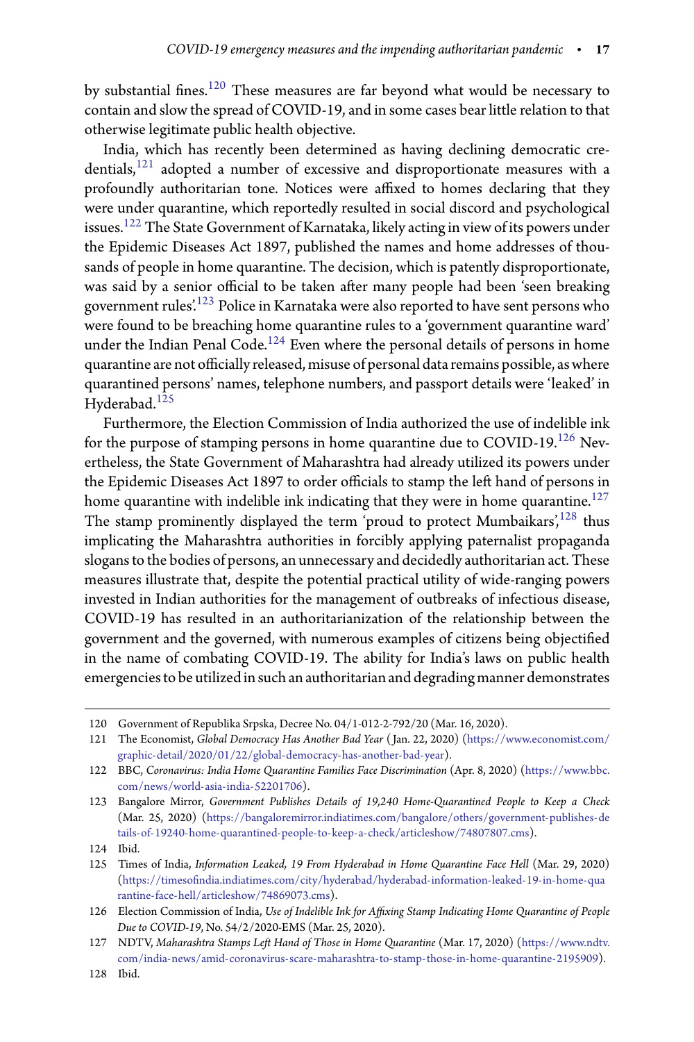by substantial fines.[120] These measures are far beyond what would be necessary to contain and slow the spread of COVID-19, and in some cases bear little relation to that otherwise legitimate public health objective.

India, which has recently been determined as having declining democratic credentials,[121] adopted a number of excessive and disproportionate measures with a profoundly authoritarian tone. Notices were affixed to homes declaring that they were under quarantine, which reportedly resulted in social discord and psychological issues.[122] The State Government of Karnataka, likely acting in view of its powers under the Epidemic Diseases Act 1897, published the names and home addresses of thousands of people in home quarantine. The decision, which is patently disproportionate, was said by a senior official to be taken after many people had been 'seen breaking government rules'.[123] Police in Karnataka were also reported to have sent persons who were found to be breaching home quarantine rules to a 'government quarantine ward' under the Indian Penal Code.[124] Even where the personal details of persons in home quarantine are not officially released, misuse of personal data remains possible, as where quarantined persons' names, telephone numbers, and passport details were 'leaked' in Hyderabad.[125]

Furthermore, the Election Commission of India authorized the use of indelible ink for the purpose of stamping persons in home quarantine due to COVID-19.[126] Nevertheless, the State Government of Maharashtra had already utilized its powers under the Epidemic Diseases Act 1897 to order officials to stamp the left hand of persons in home quarantine with indelible ink indicating that they were in home quarantine.[127] The stamp prominently displayed the term 'proud to protect Mumbaikars',[128] thus implicating the Maharashtra authorities in forcibly applying paternalist propaganda slogans to the bodies of persons, an unnecessary and decidedly authoritarian act. These measures illustrate that, despite the potential practical utility of wide-ranging powers invested in Indian authorities for the management of outbreaks of infectious disease, COVID-19 has resulted in an authoritarianization of the relationship between the government and the governed, with numerous examples of citizens being objectified in the name of combating COVID-19. The ability for India's laws on public health emergencies to be utilized in such an authoritarian and degrading manner demonstrates

---

120 Government of Republika Srpska, Decree No. 04/1-012-2-792/20 (Mar. 16, 2020).

121 The Economist, *Global Democracy Has Another Bad Year* (Jan. 22, 2020) (https://www.economist.com/graphic-detail/2020/01/22/global-democracy-has-another-bad-year).

122 BBC, *Coronavirus: India Home Quarantine Families Face Discrimination* (Apr. 8, 2020) (https://www.bbc.com/news/world-asia-india-52201706).

123 Bangalore Mirror, *Government Publishes Details of 19,240 Home-Quarantined People to Keep a Check* (Mar. 25, 2020) (https://bangaloremirror.indiatimes.com/bangalore/others/government-publishes-details-of-19240-home-quarantined-people-to-keep-a-check/articleshow/74807807.cms).

124 Ibid.

125 Times of India, *Information Leaked, 19 From Hyderabad in Home Quarantine Face Hell* (Mar. 29, 2020) (https://timesofindia.indiatimes.com/city/hyderabad/hyderabad-information-leaked-19-in-home-quarantine-face-hell/articleshow/74869073.cms).

126 Election Commission of India, *Use of Indelible Ink for Affixing Stamp Indicating Home Quarantine of People Due to COVID-19*, No. 54/2/2020-EMS (Mar. 25, 2020).

127 NDTV, *Maharashtra Stamps Left Hand of Those in Home Quarantine* (Mar. 17, 2020) (https://www.ndtv.com/india-news/amid-coronavirus-scare-maharashtra-to-stamp-those-in-home-quarantine-2195909).

128 Ibid.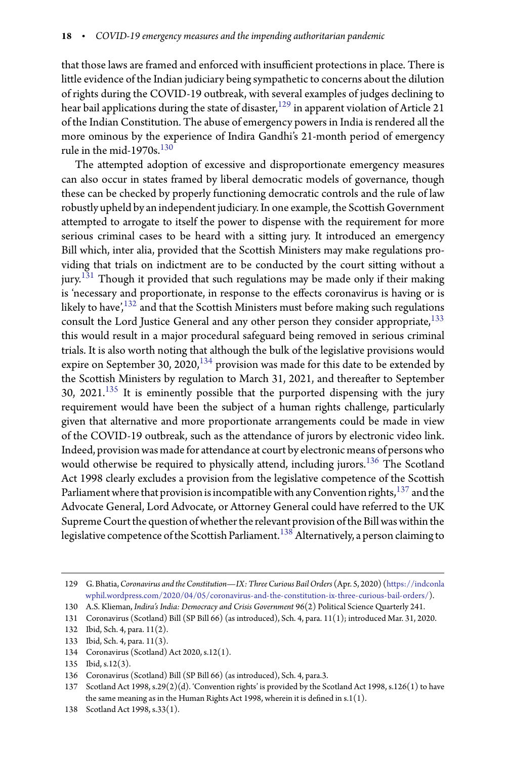that those laws are framed and enforced with insufficient protections in place. There is little evidence of the Indian judiciary being sympathetic to concerns about the dilution of rights during the COVID-19 outbreak, with several examples of judges declining to hear bail applications during the state of disaster,[129] in apparent violation of Article 21 of the Indian Constitution. The abuse of emergency powers in India is rendered all the more ominous by the experience of Indira Gandhi's 21-month period of emergency rule in the mid-1970s.[130]

The attempted adoption of excessive and disproportionate emergency measures can also occur in states framed by liberal democratic models of governance, though these can be checked by properly functioning democratic controls and the rule of law robustly upheld by an independent judiciary. In one example, the Scottish Government attempted to arrogate to itself the power to dispense with the requirement for more serious criminal cases to be heard with a sitting jury. It introduced an emergency Bill which, inter alia, provided that the Scottish Ministers may make regulations providing that trials on indictment are to be conducted by the court sitting without a jury.[131] Though it provided that such regulations may be made only if their making is 'necessary and proportionate, in response to the effects coronavirus is having or is likely to have',[132] and that the Scottish Ministers must before making such regulations consult the Lord Justice General and any other person they consider appropriate,[133] this would result in a major procedural safeguard being removed in serious criminal trials. It is also worth noting that although the bulk of the legislative provisions would expire on September 30, 2020,[134] provision was made for this date to be extended by the Scottish Ministers by regulation to March 31, 2021, and thereafter to September 30, 2021.[135] It is eminently possible that the purported dispensing with the jury requirement would have been the subject of a human rights challenge, particularly given that alternative and more proportionate arrangements could be made in view of the COVID-19 outbreak, such as the attendance of jurors by electronic video link. Indeed, provision was made for attendance at court by electronic means of persons who would otherwise be required to physically attend, including jurors.[136] The Scotland Act 1998 clearly excludes a provision from the legislative competence of the Scottish Parliament where that provision is incompatible with any Convention rights,[137] and the Advocate General, Lord Advocate, or Attorney General could have referred to the UK Supreme Court the question of whether the relevant provision of the Bill was within the legislative competence of the Scottish Parliament.[138] Alternatively, a person claiming to

---

129 G. Bhatia, *Coronavirus and the Constitution—IX: Three Curious Bail Orders* (Apr. 5, 2020) (https://indconlawphil.wordpress.com/2020/04/05/coronavirus-and-the-constitution-ix-three-curious-bail-orders/).

130 A.S. Klieman, *Indira's India: Democracy and Crisis Government* 96(2) Political Science Quarterly 241.

131 Coronavirus (Scotland) Bill (SP Bill 66) (as introduced), Sch. 4, para. 11(1); introduced Mar. 31, 2020.

132 Ibid, Sch. 4, para. 11(2).

133 Ibid, Sch. 4, para. 11(3).

134 Coronavirus (Scotland) Act 2020, s.12(1).

135 Ibid, s.12(3).

136 Coronavirus (Scotland) Bill (SP Bill 66) (as introduced), Sch. 4, para.3.

137 Scotland Act 1998, s.29(2)(d). 'Convention rights' is provided by the Scotland Act 1998, s.126(1) to have the same meaning as in the Human Rights Act 1998, wherein it is defined in s.1(1).

138 Scotland Act 1998, s.33(1).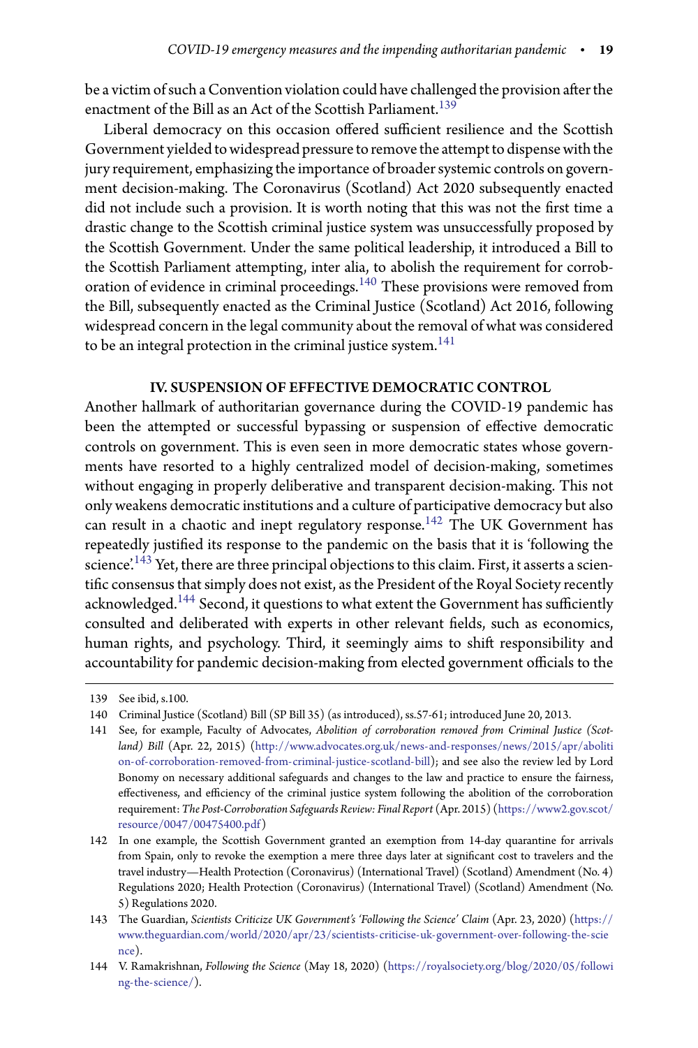be a victim of such a Convention violation could have challenged the provision after the enactment of the Bill as an Act of the Scottish Parliament.[139]

Liberal democracy on this occasion offered sufficient resilience and the Scottish Government yielded to widespread pressure to remove the attempt to dispense with the jury requirement, emphasizing the importance of broader systemic controls on government decision-making. The Coronavirus (Scotland) Act 2020 subsequently enacted did not include such a provision. It is worth noting that this was not the first time a drastic change to the Scottish criminal justice system was unsuccessfully proposed by the Scottish Government. Under the same political leadership, it introduced a Bill to the Scottish Parliament attempting, inter alia, to abolish the requirement for corroboration of evidence in criminal proceedings.[140] These provisions were removed from the Bill, subsequently enacted as the Criminal Justice (Scotland) Act 2016, following widespread concern in the legal community about the removal of what was considered to be an integral protection in the criminal justice system.[141]

## IV. SUSPENSION OF EFFECTIVE DEMOCRATIC CONTROL

Another hallmark of authoritarian governance during the COVID-19 pandemic has been the attempted or successful bypassing or suspension of effective democratic controls on government. This is even seen in more democratic states whose governments have resorted to a highly centralized model of decision-making, sometimes without engaging in properly deliberative and transparent decision-making. This not only weakens democratic institutions and a culture of participative democracy but also can result in a chaotic and inept regulatory response.[142] The UK Government has repeatedly justified its response to the pandemic on the basis that it is 'following the science'.[143] Yet, there are three principal objections to this claim. First, it asserts a scientific consensus that simply does not exist, as the President of the Royal Society recently acknowledged.[144] Second, it questions to what extent the Government has sufficiently consulted and deliberated with experts in other relevant fields, such as economics, human rights, and psychology. Third, it seemingly aims to shift responsibility and accountability for pandemic decision-making from elected government officials to the

---

139 See ibid, s.100.

140 Criminal Justice (Scotland) Bill (SP Bill 35) (as introduced), ss.57-61; introduced June 20, 2013.

141 See, for example, Faculty of Advocates, *Abolition of corroboration removed from Criminal Justice (Scotland) Bill* (Apr. 22, 2015) (http://www.advocates.org.uk/news-and-responses/news/2015/apr/abolition-of-corroboration-removed-from-criminal-justice-scotland-bill); and see also the review led by Lord Bonomy on necessary additional safeguards and changes to the law and practice to ensure the fairness, effectiveness, and efficiency of the criminal justice system following the abolition of the corroboration requirement: *The Post-Corroboration Safeguards Review: Final Report* (Apr. 2015) (https://www2.gov.scot/resource/0047/00475400.pdf)

142 In one example, the Scottish Government granted an exemption from 14-day quarantine for arrivals from Spain, only to revoke the exemption a mere three days later at significant cost to travelers and the travel industry—Health Protection (Coronavirus) (International Travel) (Scotland) Amendment (No. 4) Regulations 2020; Health Protection (Coronavirus) (International Travel) (Scotland) Amendment (No. 5) Regulations 2020.

143 The Guardian, *Scientists Criticize UK Government's 'Following the Science' Claim* (Apr. 23, 2020) (https://www.theguardian.com/world/2020/apr/23/scientists-criticise-uk-government-over-following-the-science).

144 V. Ramakrishnan, *Following the Science* (May 18, 2020) (https://royalsociety.org/blog/2020/05/following-the-science/).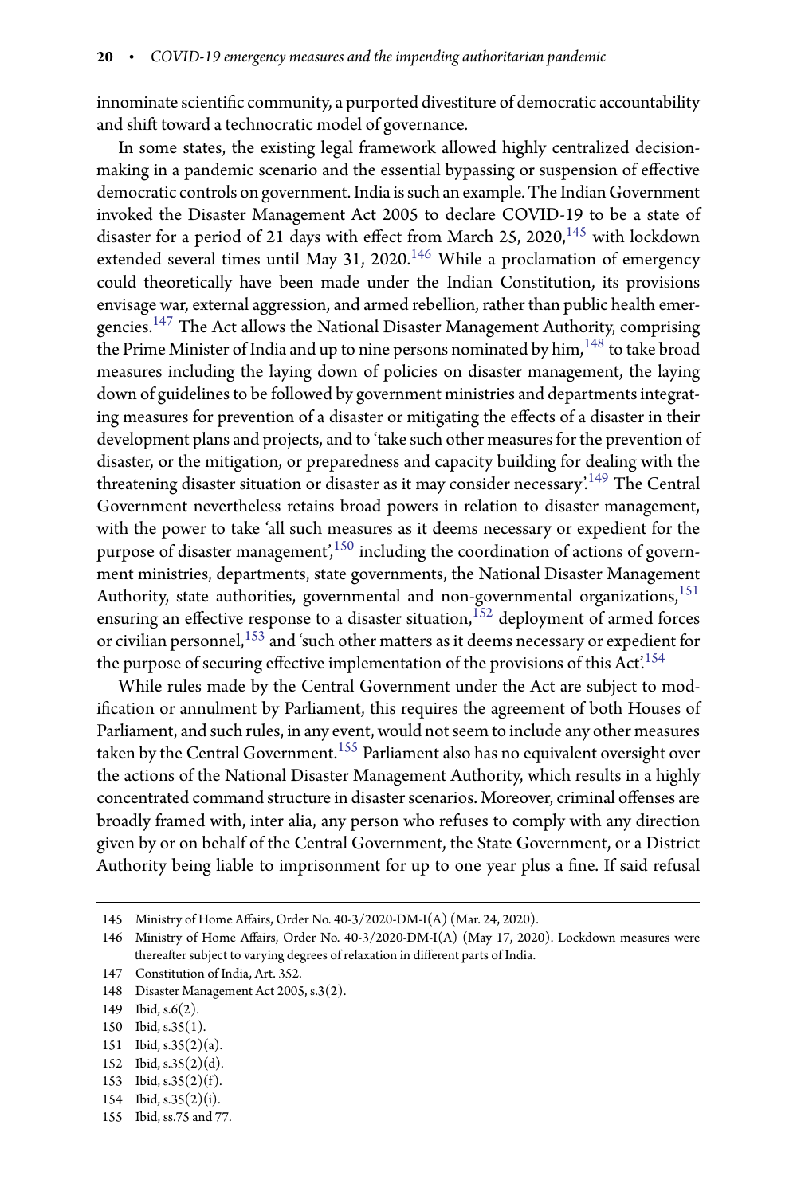innominate scientific community, a purported divestiture of democratic accountability and shift toward a technocratic model of governance.

In some states, the existing legal framework allowed highly centralized decision-making in a pandemic scenario and the essential bypassing or suspension of effective democratic controls on government. India is such an example. The Indian Government invoked the Disaster Management Act 2005 to declare COVID-19 to be a state of disaster for a period of 21 days with effect from March 25, 2020,[145] with lockdown extended several times until May 31, 2020.[146] While a proclamation of emergency could theoretically have been made under the Indian Constitution, its provisions envisage war, external aggression, and armed rebellion, rather than public health emergencies.[147] The Act allows the National Disaster Management Authority, comprising the Prime Minister of India and up to nine persons nominated by him,[148] to take broad measures including the laying down of policies on disaster management, the laying down of guidelines to be followed by government ministries and departments integrating measures for prevention of a disaster or mitigating the effects of a disaster in their development plans and projects, and to 'take such other measures for the prevention of disaster, or the mitigation, or preparedness and capacity building for dealing with the threatening disaster situation or disaster as it may consider necessary'.[149] The Central Government nevertheless retains broad powers in relation to disaster management, with the power to take 'all such measures as it deems necessary or expedient for the purpose of disaster management',[150] including the coordination of actions of government ministries, departments, state governments, the National Disaster Management Authority, state authorities, governmental and non-governmental organizations,[151] ensuring an effective response to a disaster situation,[152] deployment of armed forces or civilian personnel,[153] and 'such other matters as it deems necessary or expedient for the purpose of securing effective implementation of the provisions of this Act'.[154]

While rules made by the Central Government under the Act are subject to modification or annulment by Parliament, this requires the agreement of both Houses of Parliament, and such rules, in any event, would not seem to include any other measures taken by the Central Government.[155] Parliament also has no equivalent oversight over the actions of the National Disaster Management Authority, which results in a highly concentrated command structure in disaster scenarios. Moreover, criminal offenses are broadly framed with, inter alia, any person who refuses to comply with any direction given by or on behalf of the Central Government, the State Government, or a District Authority being liable to imprisonment for up to one year plus a fine. If said refusal

145 Ministry of Home Affairs, Order No. 40-3/2020-DM-I(A) (Mar. 24, 2020).

146 Ministry of Home Affairs, Order No. 40-3/2020-DM-I(A) (May 17, 2020). Lockdown measures were thereafter subject to varying degrees of relaxation in different parts of India.

147 Constitution of India, Art. 352.

148 Disaster Management Act 2005, s.3(2).

149 Ibid, s.6(2).

150 Ibid, s.35(1).

151 Ibid, s.35(2)(a).

152 Ibid, s.35(2)(d).

153 Ibid, s.35(2)(f).

154 Ibid, s.35(2)(i).

155 Ibid, ss.75 and 77.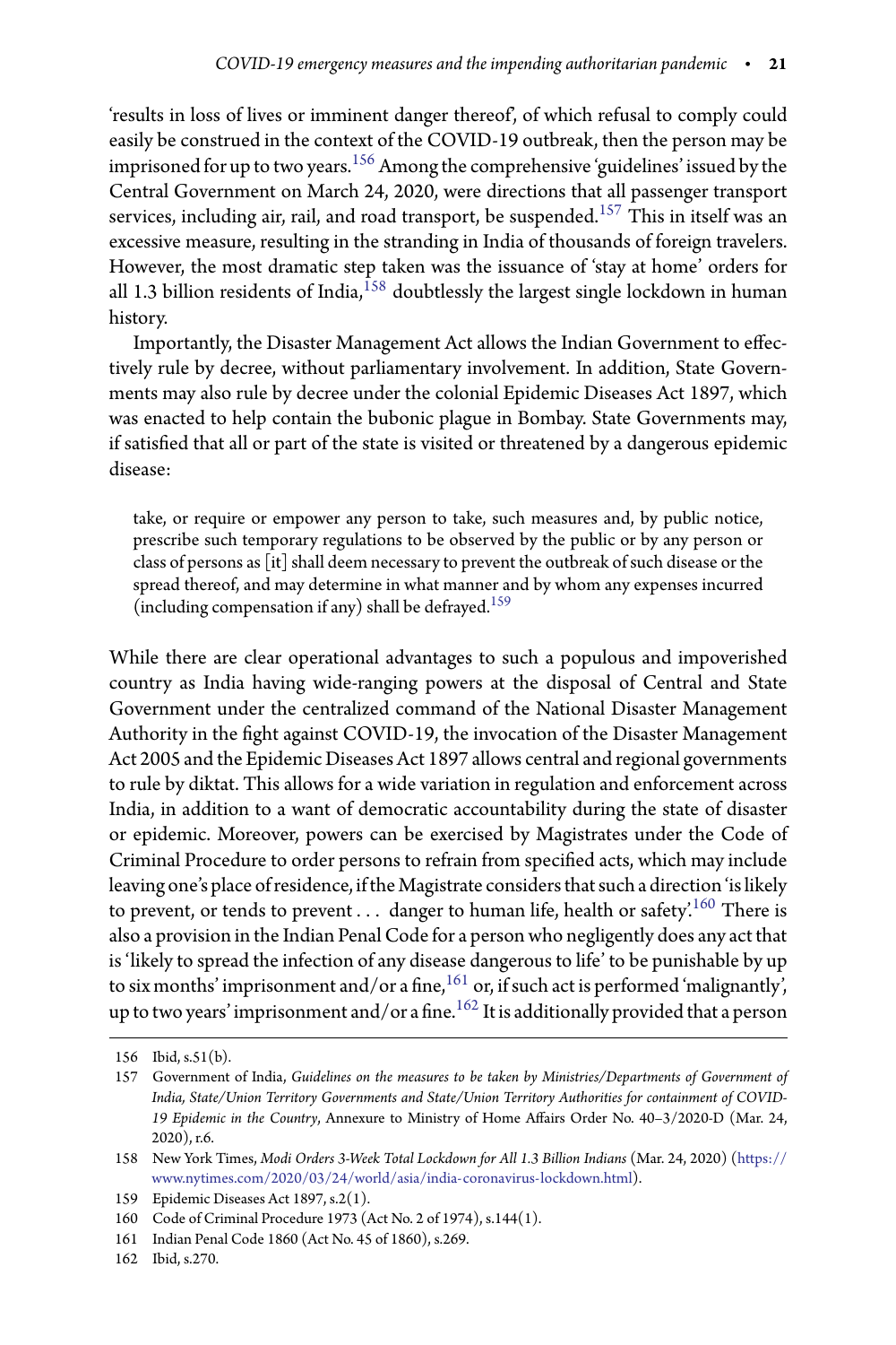'results in loss of lives or imminent danger thereof', of which refusal to comply could easily be construed in the context of the COVID-19 outbreak, then the person may be imprisoned for up to two years.[156] Among the comprehensive 'guidelines' issued by the Central Government on March 24, 2020, were directions that all passenger transport services, including air, rail, and road transport, be suspended.[157] This in itself was an excessive measure, resulting in the stranding in India of thousands of foreign travelers. However, the most dramatic step taken was the issuance of 'stay at home' orders for all 1.3 billion residents of India,[158] doubtlessly the largest single lockdown in human history.

Importantly, the Disaster Management Act allows the Indian Government to effectively rule by decree, without parliamentary involvement. In addition, State Governments may also rule by decree under the colonial Epidemic Diseases Act 1897, which was enacted to help contain the bubonic plague in Bombay. State Governments may, if satisfied that all or part of the state is visited or threatened by a dangerous epidemic disease:

> take, or require or empower any person to take, such measures and, by public notice, prescribe such temporary regulations to be observed by the public or by any person or class of persons as [it] shall deem necessary to prevent the outbreak of such disease or the spread thereof, and may determine in what manner and by whom any expenses incurred (including compensation if any) shall be defrayed.[159]

While there are clear operational advantages to such a populous and impoverished country as India having wide-ranging powers at the disposal of Central and State Government under the centralized command of the National Disaster Management Authority in the fight against COVID-19, the invocation of the Disaster Management Act 2005 and the Epidemic Diseases Act 1897 allows central and regional governments to rule by diktat. This allows for a wide variation in regulation and enforcement across India, in addition to a want of democratic accountability during the state of disaster or epidemic. Moreover, powers can be exercised by Magistrates under the Code of Criminal Procedure to order persons to refrain from specified acts, which may include leaving one's place of residence, if the Magistrate considers that such a direction 'is likely to prevent, or tends to prevent . . . danger to human life, health or safety'.[160] There is also a provision in the Indian Penal Code for a person who negligently does any act that is 'likely to spread the infection of any disease dangerous to life' to be punishable by up to six months' imprisonment and/or a fine,[161] or, if such act is performed 'malignantly', up to two years' imprisonment and/or a fine.[162] It is additionally provided that a person

---

156 Ibid, s.51(b).

157 Government of India, *Guidelines on the measures to be taken by Ministries/Departments of Government of India, State/Union Territory Governments and State/Union Territory Authorities for containment of COVID-19 Epidemic in the Country*, Annexure to Ministry of Home Affairs Order No. 40–3/2020-D (Mar. 24, 2020), r.6.

158 New York Times, *Modi Orders 3-Week Total Lockdown for All 1.3 Billion Indians* (Mar. 24, 2020) (https://www.nytimes.com/2020/03/24/world/asia/india-coronavirus-lockdown.html).

159 Epidemic Diseases Act 1897, s.2(1).

160 Code of Criminal Procedure 1973 (Act No. 2 of 1974), s.144(1).

161 Indian Penal Code 1860 (Act No. 45 of 1860), s.269.

162 Ibid, s.270.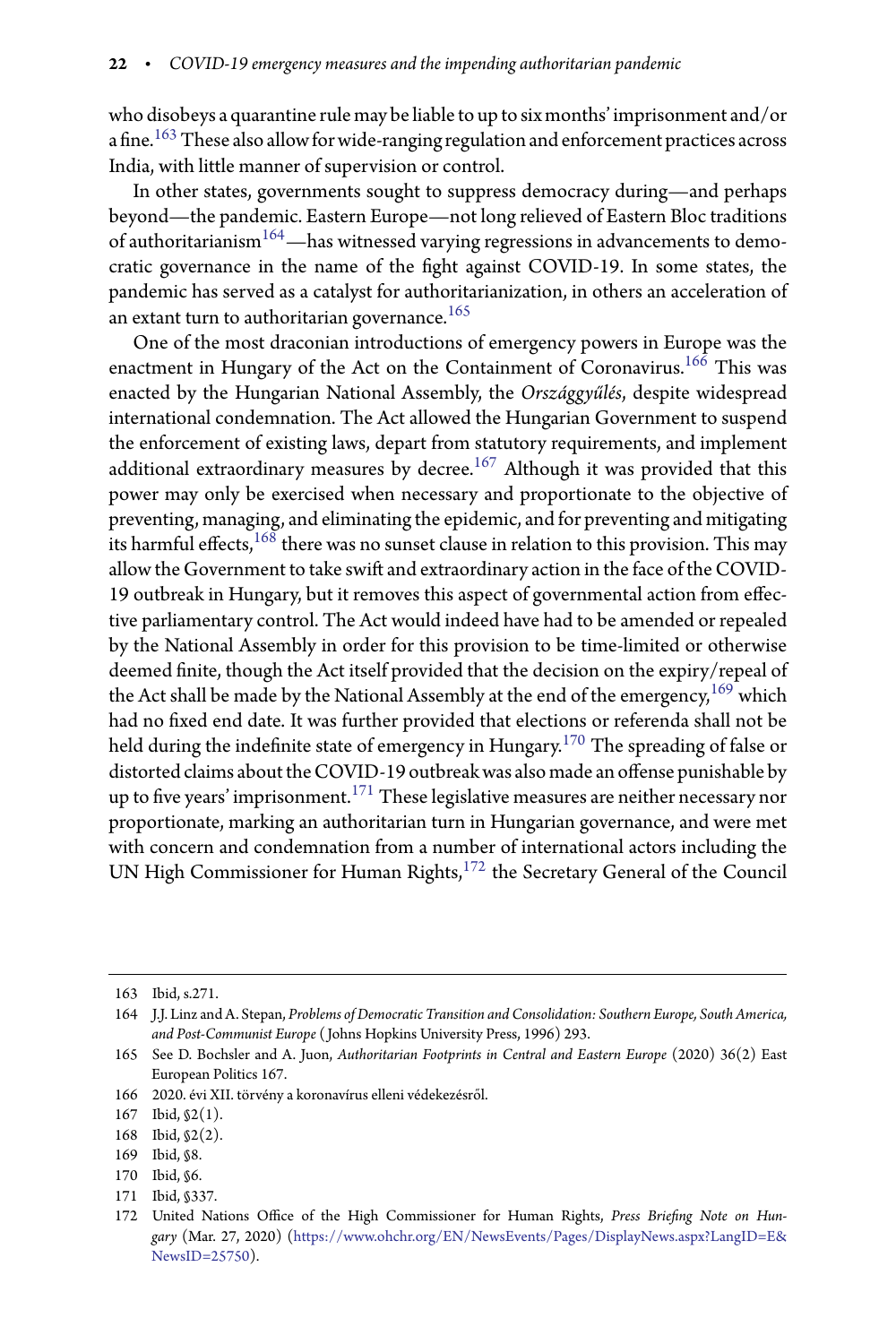who disobeys a quarantine rule may be liable to up to six months' imprisonment and/or a fine.[163] These also allow for wide-ranging regulation and enforcement practices across India, with little manner of supervision or control.

In other states, governments sought to suppress democracy during—and perhaps beyond—the pandemic. Eastern Europe—not long relieved of Eastern Bloc traditions of authoritarianism[164]—has witnessed varying regressions in advancements to democratic governance in the name of the fight against COVID-19. In some states, the pandemic has served as a catalyst for authoritarianization, in others an acceleration of an extant turn to authoritarian governance.[165]

One of the most draconian introductions of emergency powers in Europe was the enactment in Hungary of the Act on the Containment of Coronavirus.[166] This was enacted by the Hungarian National Assembly, the *Országgyűlés*, despite widespread international condemnation. The Act allowed the Hungarian Government to suspend the enforcement of existing laws, depart from statutory requirements, and implement additional extraordinary measures by decree.[167] Although it was provided that this power may only be exercised when necessary and proportionate to the objective of preventing, managing, and eliminating the epidemic, and for preventing and mitigating its harmful effects,[168] there was no sunset clause in relation to this provision. This may allow the Government to take swift and extraordinary action in the face of the COVID-19 outbreak in Hungary, but it removes this aspect of governmental action from effective parliamentary control. The Act would indeed have had to be amended or repealed by the National Assembly in order for this provision to be time-limited or otherwise deemed finite, though the Act itself provided that the decision on the expiry/repeal of the Act shall be made by the National Assembly at the end of the emergency,[169] which had no fixed end date. It was further provided that elections or referenda shall not be held during the indefinite state of emergency in Hungary.[170] The spreading of false or distorted claims about the COVID-19 outbreak was also made an offense punishable by up to five years' imprisonment.[171] These legislative measures are neither necessary nor proportionate, marking an authoritarian turn in Hungarian governance, and were met with concern and condemnation from a number of international actors including the UN High Commissioner for Human Rights,[172] the Secretary General of the Council

---

163 Ibid, s.271.

164 J.J. Linz and A. Stepan, *Problems of Democratic Transition and Consolidation: Southern Europe, South America, and Post-Communist Europe* (Johns Hopkins University Press, 1996) 293.

165 See D. Bochsler and A. Juon, *Authoritarian Footprints in Central and Eastern Europe* (2020) 36(2) East European Politics 167.

166 2020. évi XII. törvény a koronavírus elleni védekezésről.

167 Ibid, §2(1).

168 Ibid, §2(2).

169 Ibid, §8.

170 Ibid, §6.

171 Ibid, §337.

172 United Nations Office of the High Commissioner for Human Rights, *Press Briefing Note on Hungary* (Mar. 27, 2020) (https://www.ohchr.org/EN/NewsEvents/Pages/DisplayNews.aspx?LangID=E&NewsID=25750).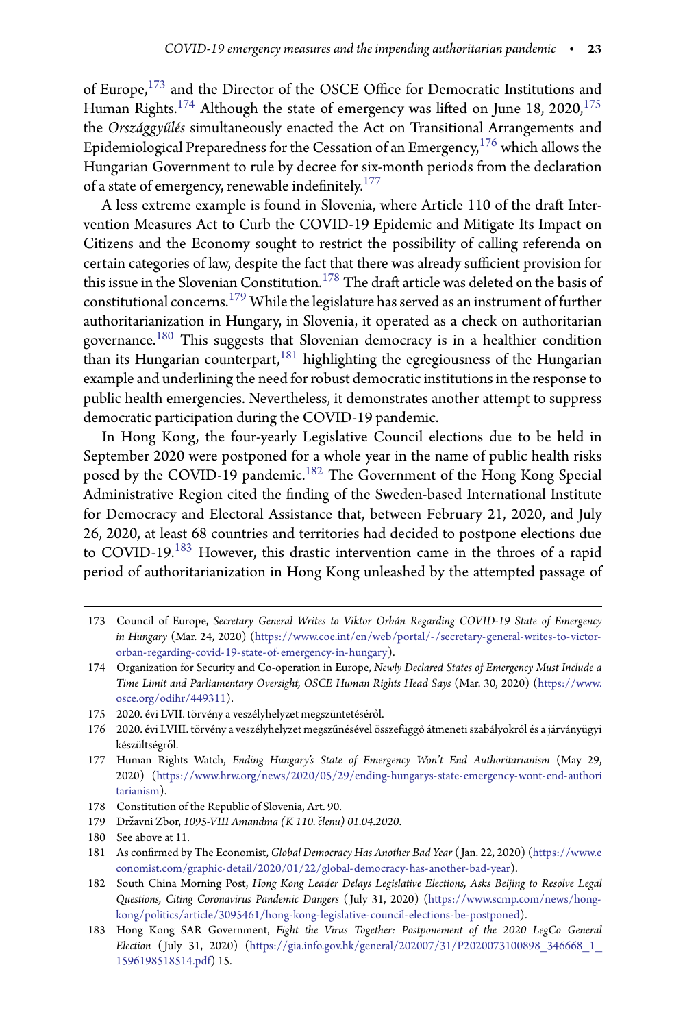of Europe,[173] and the Director of the OSCE Office for Democratic Institutions and Human Rights.[174] Although the state of emergency was lifted on June 18, 2020,[175] the *Országgyűlés* simultaneously enacted the Act on Transitional Arrangements and Epidemiological Preparedness for the Cessation of an Emergency,[176] which allows the Hungarian Government to rule by decree for six-month periods from the declaration of a state of emergency, renewable indefinitely.[177]

A less extreme example is found in Slovenia, where Article 110 of the draft Intervention Measures Act to Curb the COVID-19 Epidemic and Mitigate Its Impact on Citizens and the Economy sought to restrict the possibility of calling referenda on certain categories of law, despite the fact that there was already sufficient provision for this issue in the Slovenian Constitution.[178] The draft article was deleted on the basis of constitutional concerns.[179] While the legislature has served as an instrument of further authoritarianization in Hungary, in Slovenia, it operated as a check on authoritarian governance.[180] This suggests that Slovenian democracy is in a healthier condition than its Hungarian counterpart,[181] highlighting the egregiousness of the Hungarian example and underlining the need for robust democratic institutions in the response to public health emergencies. Nevertheless, it demonstrates another attempt to suppress democratic participation during the COVID-19 pandemic.

In Hong Kong, the four-yearly Legislative Council elections due to be held in September 2020 were postponed for a whole year in the name of public health risks posed by the COVID-19 pandemic.[182] The Government of the Hong Kong Special Administrative Region cited the finding of the Sweden-based International Institute for Democracy and Electoral Assistance that, between February 21, 2020, and July 26, 2020, at least 68 countries and territories had decided to postpone elections due to COVID-19.[183] However, this drastic intervention came in the throes of a rapid period of authoritarianization in Hong Kong unleashed by the attempted passage of

---

173 Council of Europe, *Secretary General Writes to Viktor Orbán Regarding COVID-19 State of Emergency in Hungary* (Mar. 24, 2020) (https://www.coe.int/en/web/portal/-/secretary-general-writes-to-victor-orban-regarding-covid-19-state-of-emergency-in-hungary).

174 Organization for Security and Co-operation in Europe, *Newly Declared States of Emergency Must Include a Time Limit and Parliamentary Oversight, OSCE Human Rights Head Says* (Mar. 30, 2020) (https://www.osce.org/odihr/449311).

175 2020. évi LVII. törvény a veszélyhelyzet megszüntetéséről.

176 2020. évi LVIII. törvény a veszélyhelyzet megszűnésével összefüggő átmeneti szabályokról és a járványügyi készültségről.

177 Human Rights Watch, *Ending Hungary's State of Emergency Won't End Authoritarianism* (May 29, 2020) (https://www.hrw.org/news/2020/05/29/ending-hungarys-state-emergency-wont-end-authoritarianism).

178 Constitution of the Republic of Slovenia, Art. 90.

179 Državni Zbor, *1095-VIII Amandma (K 110. členu) 01.04.2020.*

180 See above at 11.

181 As confirmed by The Economist, *Global Democracy Has Another Bad Year* (Jan. 22, 2020) (https://www.economist.com/graphic-detail/2020/01/22/global-democracy-has-another-bad-year).

182 South China Morning Post, *Hong Kong Leader Delays Legislative Elections, Asks Beijing to Resolve Legal Questions, Citing Coronavirus Pandemic Dangers* (July 31, 2020) (https://www.scmp.com/news/hong-kong/politics/article/3095461/hong-kong-legislative-council-elections-be-postponed).

183 Hong Kong SAR Government, *Fight the Virus Together: Postponement of the 2020 LegCo General Election* (July 31, 2020) (https://gia.info.gov.hk/general/202007/31/P2020073100898_346668_1_1596198518514.pdf) 15.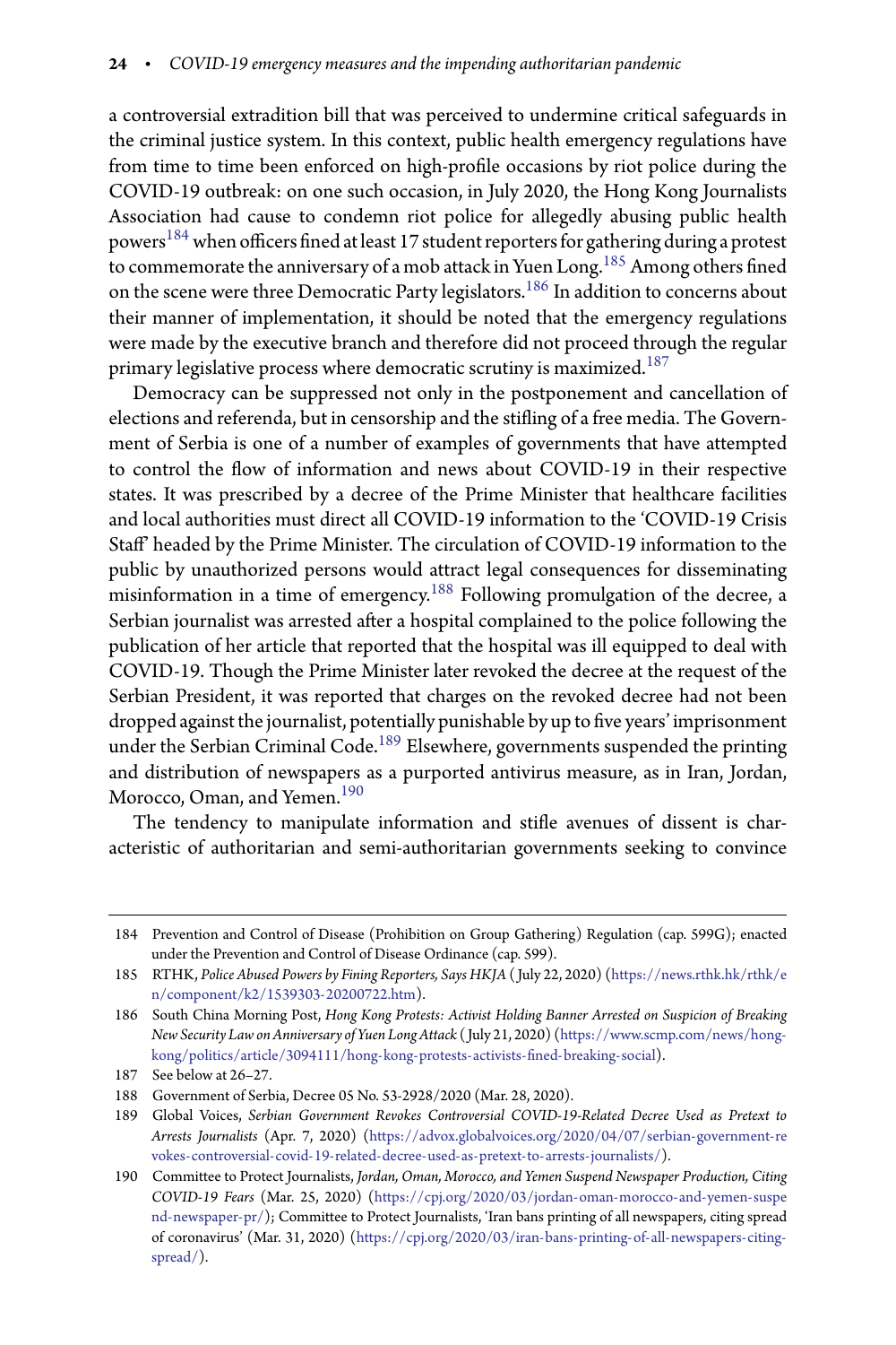a controversial extradition bill that was perceived to undermine critical safeguards in the criminal justice system. In this context, public health emergency regulations have from time to time been enforced on high-profile occasions by riot police during the COVID-19 outbreak: on one such occasion, in July 2020, the Hong Kong Journalists Association had cause to condemn riot police for allegedly abusing public health powers[184] when officers fined at least 17 student reporters for gathering during a protest to commemorate the anniversary of a mob attack in Yuen Long.[185] Among others fined on the scene were three Democratic Party legislators.[186] In addition to concerns about their manner of implementation, it should be noted that the emergency regulations were made by the executive branch and therefore did not proceed through the regular primary legislative process where democratic scrutiny is maximized.[187]

Democracy can be suppressed not only in the postponement and cancellation of elections and referenda, but in censorship and the stifling of a free media. The Government of Serbia is one of a number of examples of governments that have attempted to control the flow of information and news about COVID-19 in their respective states. It was prescribed by a decree of the Prime Minister that healthcare facilities and local authorities must direct all COVID-19 information to the 'COVID-19 Crisis Staff' headed by the Prime Minister. The circulation of COVID-19 information to the public by unauthorized persons would attract legal consequences for disseminating misinformation in a time of emergency.[188] Following promulgation of the decree, a Serbian journalist was arrested after a hospital complained to the police following the publication of her article that reported that the hospital was ill equipped to deal with COVID-19. Though the Prime Minister later revoked the decree at the request of the Serbian President, it was reported that charges on the revoked decree had not been dropped against the journalist, potentially punishable by up to five years' imprisonment under the Serbian Criminal Code.[189] Elsewhere, governments suspended the printing and distribution of newspapers as a purported antivirus measure, as in Iran, Jordan, Morocco, Oman, and Yemen.[190]

The tendency to manipulate information and stifle avenues of dissent is characteristic of authoritarian and semi-authoritarian governments seeking to convince

---

184 Prevention and Control of Disease (Prohibition on Group Gathering) Regulation (cap. 599G); enacted under the Prevention and Control of Disease Ordinance (cap. 599).

185 RTHK, *Police Abused Powers by Fining Reporters, Says HKJA* (July 22, 2020) (https://news.rthk.hk/rthk/en/component/k2/1539303-20200722.htm).

186 South China Morning Post, *Hong Kong Protests: Activist Holding Banner Arrested on Suspicion of Breaking New Security Law on Anniversary of Yuen Long Attack* (July 21, 2020) (https://www.scmp.com/news/hong-kong/politics/article/3094111/hong-kong-protests-activists-fined-breaking-social).

187 See below at 26–27.

188 Government of Serbia, Decree 05 No. 53-2928/2020 (Mar. 28, 2020).

189 Global Voices, *Serbian Government Revokes Controversial COVID-19-Related Decree Used as Pretext to Arrests Journalists* (Apr. 7, 2020) (https://advox.globalvoices.org/2020/04/07/serbian-government-revokes-controversial-covid-19-related-decree-used-as-pretext-to-arrests-journalists/).

190 Committee to Protect Journalists, *Jordan, Oman, Morocco, and Yemen Suspend Newspaper Production, Citing COVID-19 Fears* (Mar. 25, 2020) (https://cpj.org/2020/03/jordan-oman-morocco-and-yemen-suspend-newspaper-pr/); Committee to Protect Journalists, 'Iran bans printing of all newspapers, citing spread of coronavirus' (Mar. 31, 2020) (https://cpj.org/2020/03/iran-bans-printing-of-all-newspapers-citing-spread/).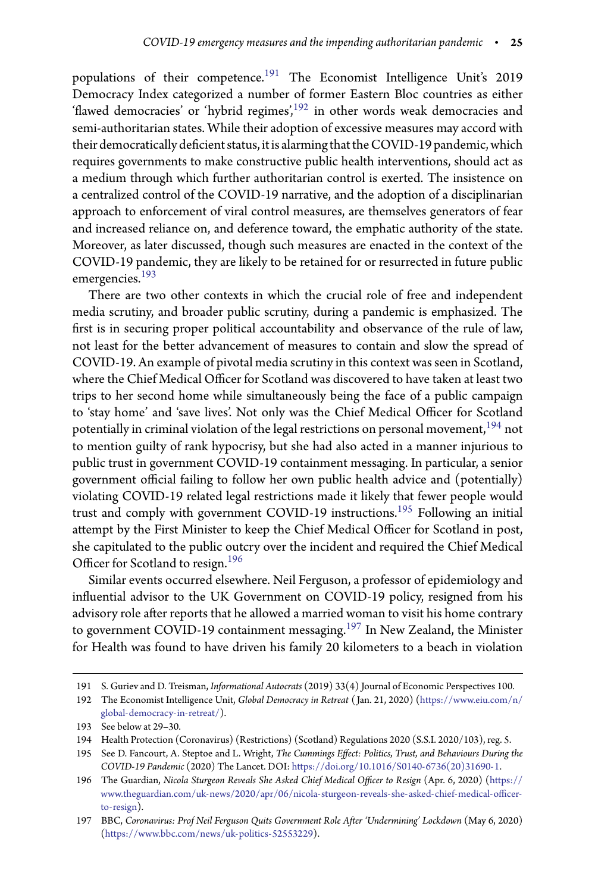populations of their competence.[191] The Economist Intelligence Unit's 2019 Democracy Index categorized a number of former Eastern Bloc countries as either 'flawed democracies' or 'hybrid regimes',[192] in other words weak democracies and semi-authoritarian states. While their adoption of excessive measures may accord with their democratically deficient status, it is alarming that the COVID-19 pandemic, which requires governments to make constructive public health interventions, should act as a medium through which further authoritarian control is exerted. The insistence on a centralized control of the COVID-19 narrative, and the adoption of a disciplinarian approach to enforcement of viral control measures, are themselves generators of fear and increased reliance on, and deference toward, the emphatic authority of the state. Moreover, as later discussed, though such measures are enacted in the context of the COVID-19 pandemic, they are likely to be retained for or resurrected in future public emergencies.[193]

There are two other contexts in which the crucial role of free and independent media scrutiny, and broader public scrutiny, during a pandemic is emphasized. The first is in securing proper political accountability and observance of the rule of law, not least for the better advancement of measures to contain and slow the spread of COVID-19. An example of pivotal media scrutiny in this context was seen in Scotland, where the Chief Medical Officer for Scotland was discovered to have taken at least two trips to her second home while simultaneously being the face of a public campaign to 'stay home' and 'save lives'. Not only was the Chief Medical Officer for Scotland potentially in criminal violation of the legal restrictions on personal movement,[194] not to mention guilty of rank hypocrisy, but she had also acted in a manner injurious to public trust in government COVID-19 containment messaging. In particular, a senior government official failing to follow her own public health advice and (potentially) violating COVID-19 related legal restrictions made it likely that fewer people would trust and comply with government COVID-19 instructions.[195] Following an initial attempt by the First Minister to keep the Chief Medical Officer for Scotland in post, she capitulated to the public outcry over the incident and required the Chief Medical Officer for Scotland to resign.[196]

Similar events occurred elsewhere. Neil Ferguson, a professor of epidemiology and influential advisor to the UK Government on COVID-19 policy, resigned from his advisory role after reports that he allowed a married woman to visit his home contrary to government COVID-19 containment messaging.[197] In New Zealand, the Minister for Health was found to have driven his family 20 kilometers to a beach in violation

---

191 S. Guriev and D. Treisman, *Informational Autocrats* (2019) 33(4) Journal of Economic Perspectives 100.

192 The Economist Intelligence Unit, *Global Democracy in Retreat* (Jan. 21, 2020) (https://www.eiu.com/n/global-democracy-in-retreat/).

193 See below at 29–30.

194 Health Protection (Coronavirus) (Restrictions) (Scotland) Regulations 2020 (S.S.I. 2020/103), reg. 5.

195 See D. Fancourt, A. Steptoe and L. Wright, *The Cummings Effect: Politics, Trust, and Behaviours During the COVID-19 Pandemic* (2020) The Lancet. DOI: https://doi.org/10.1016/S0140-6736(20)31690-1.

196 The Guardian, *Nicola Sturgeon Reveals She Asked Chief Medical Officer to Resign* (Apr. 6, 2020) (https://www.theguardian.com/uk-news/2020/apr/06/nicola-sturgeon-reveals-she-asked-chief-medical-officer-to-resign).

197 BBC, *Coronavirus: Prof Neil Ferguson Quits Government Role After 'Undermining' Lockdown* (May 6, 2020) (https://www.bbc.com/news/uk-politics-52553229).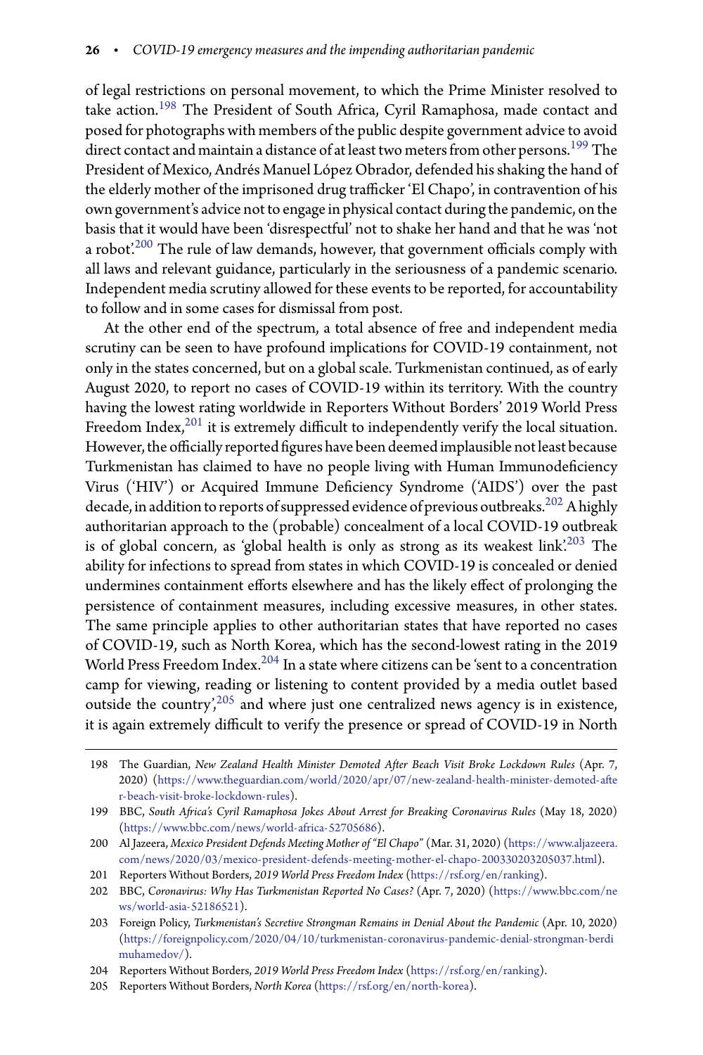of legal restrictions on personal movement, to which the Prime Minister resolved to take action.[198] The President of South Africa, Cyril Ramaphosa, made contact and posed for photographs with members of the public despite government advice to avoid direct contact and maintain a distance of at least two meters from other persons.[199] The President of Mexico, Andrés Manuel López Obrador, defended his shaking the hand of the elderly mother of the imprisoned drug trafficker 'El Chapo', in contravention of his own government's advice not to engage in physical contact during the pandemic, on the basis that it would have been 'disrespectful' not to shake her hand and that he was 'not a robot'.[200] The rule of law demands, however, that government officials comply with all laws and relevant guidance, particularly in the seriousness of a pandemic scenario. Independent media scrutiny allowed for these events to be reported, for accountability to follow and in some cases for dismissal from post.

At the other end of the spectrum, a total absence of free and independent media scrutiny can be seen to have profound implications for COVID-19 containment, not only in the states concerned, but on a global scale. Turkmenistan continued, as of early August 2020, to report no cases of COVID-19 within its territory. With the country having the lowest rating worldwide in Reporters Without Borders' 2019 World Press Freedom Index,[201] it is extremely difficult to independently verify the local situation. However, the officially reported figures have been deemed implausible not least because Turkmenistan has claimed to have no people living with Human Immunodeficiency Virus ('HIV') or Acquired Immune Deficiency Syndrome ('AIDS') over the past decade, in addition to reports of suppressed evidence of previous outbreaks.[202] A highly authoritarian approach to the (probable) concealment of a local COVID-19 outbreak is of global concern, as 'global health is only as strong as its weakest link'.[203] The ability for infections to spread from states in which COVID-19 is concealed or denied undermines containment efforts elsewhere and has the likely effect of prolonging the persistence of containment measures, including excessive measures, in other states. The same principle applies to other authoritarian states that have reported no cases of COVID-19, such as North Korea, which has the second-lowest rating in the 2019 World Press Freedom Index.[204] In a state where citizens can be 'sent to a concentration camp for viewing, reading or listening to content provided by a media outlet based outside the country',[205] and where just one centralized news agency is in existence, it is again extremely difficult to verify the presence or spread of COVID-19 in North

---

198 The Guardian, *New Zealand Health Minister Demoted After Beach Visit Broke Lockdown Rules* (Apr. 7, 2020) (https://www.theguardian.com/world/2020/apr/07/new-zealand-health-minister-demoted-after-beach-visit-broke-lockdown-rules).

199 BBC, *South Africa's Cyril Ramaphosa Jokes About Arrest for Breaking Coronavirus Rules* (May 18, 2020) (https://www.bbc.com/news/world-africa-52705686).

200 Al Jazeera, *Mexico President Defends Meeting Mother of "El Chapo"* (Mar. 31, 2020) (https://www.aljazeera.com/news/2020/03/mexico-president-defends-meeting-mother-el-chapo-200330203205037.html).

201 Reporters Without Borders, *2019 World Press Freedom Index* (https://rsf.org/en/ranking).

202 BBC, *Coronavirus: Why Has Turkmenistan Reported No Cases?* (Apr. 7, 2020) (https://www.bbc.com/news/world-asia-52186521).

203 Foreign Policy, *Turkmenistan's Secretive Strongman Remains in Denial About the Pandemic* (Apr. 10, 2020) (https://foreignpolicy.com/2020/04/10/turkmenistan-coronavirus-pandemic-denial-strongman-berdimuhamedov/).

204 Reporters Without Borders, *2019 World Press Freedom Index* (https://rsf.org/en/ranking).

205 Reporters Without Borders, *North Korea* (https://rsf.org/en/north-korea).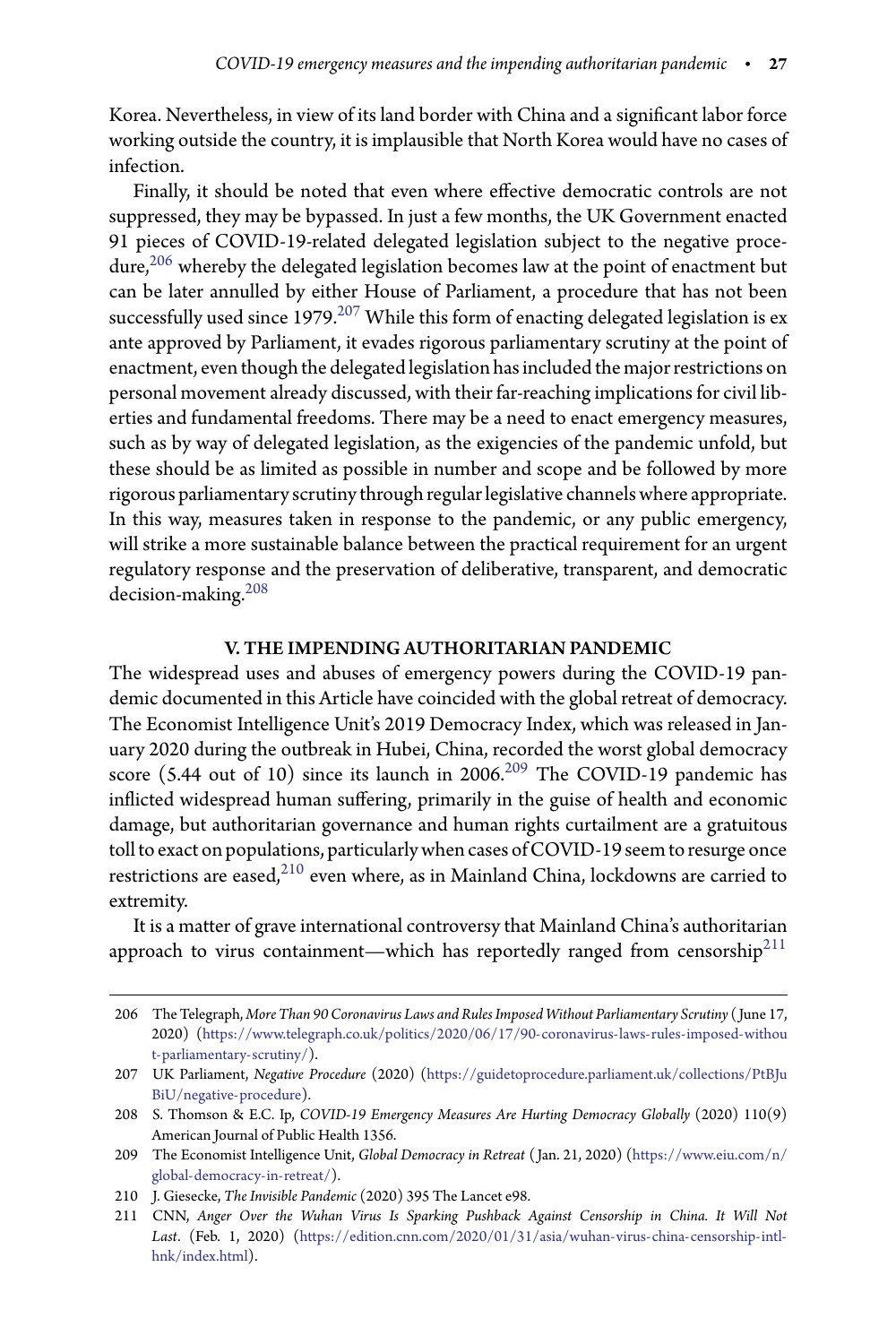Korea. Nevertheless, in view of its land border with China and a significant labor force working outside the country, it is implausible that North Korea would have no cases of infection.

Finally, it should be noted that even where effective democratic controls are not suppressed, they may be bypassed. In just a few months, the UK Government enacted 91 pieces of COVID-19-related delegated legislation subject to the negative procedure,[206] whereby the delegated legislation becomes law at the point of enactment but can be later annulled by either House of Parliament, a procedure that has not been successfully used since 1979.[207] While this form of enacting delegated legislation is ex ante approved by Parliament, it evades rigorous parliamentary scrutiny at the point of enactment, even though the delegated legislation has included the major restrictions on personal movement already discussed, with their far-reaching implications for civil liberties and fundamental freedoms. There may be a need to enact emergency measures, such as by way of delegated legislation, as the exigencies of the pandemic unfold, but these should be as limited as possible in number and scope and be followed by more rigorous parliamentary scrutiny through regular legislative channels where appropriate. In this way, measures taken in response to the pandemic, or any public emergency, will strike a more sustainable balance between the practical requirement for an urgent regulatory response and the preservation of deliberative, transparent, and democratic decision-making.[208]

## V. THE IMPENDING AUTHORITARIAN PANDEMIC

The widespread uses and abuses of emergency powers during the COVID-19 pandemic documented in this Article have coincided with the global retreat of democracy. The Economist Intelligence Unit's 2019 Democracy Index, which was released in January 2020 during the outbreak in Hubei, China, recorded the worst global democracy score (5.44 out of 10) since its launch in 2006.[209] The COVID-19 pandemic has inflicted widespread human suffering, primarily in the guise of health and economic damage, but authoritarian governance and human rights curtailment are a gratuitous toll to exact on populations, particularly when cases of COVID-19 seem to resurge once restrictions are eased,[210] even where, as in Mainland China, lockdowns are carried to extremity.

It is a matter of grave international controversy that Mainland China's authoritarian approach to virus containment—which has reportedly ranged from censorship[211]

---

206 The Telegraph, *More Than 90 Coronavirus Laws and Rules Imposed Without Parliamentary Scrutiny* (June 17, 2020) (https://www.telegraph.co.uk/politics/2020/06/17/90-coronavirus-laws-rules-imposed-without-parliamentary-scrutiny/).

207 UK Parliament, *Negative Procedure* (2020) (https://guidetoprocedure.parliament.uk/collections/PtBJuBiU/negative-procedure).

208 S. Thomson & E.C. Ip, *COVID-19 Emergency Measures Are Hurting Democracy Globally* (2020) 110(9) American Journal of Public Health 1356.

209 The Economist Intelligence Unit, *Global Democracy in Retreat* (Jan. 21, 2020) (https://www.eiu.com/n/global-democracy-in-retreat/).

210 J. Giesecke, *The Invisible Pandemic* (2020) 395 The Lancet e98.

211 CNN, *Anger Over the Wuhan Virus Is Sparking Pushback Against Censorship in China. It Will Not Last*. (Feb. 1, 2020) (https://edition.cnn.com/2020/01/31/asia/wuhan-virus-china-censorship-intl-hnk/index.html).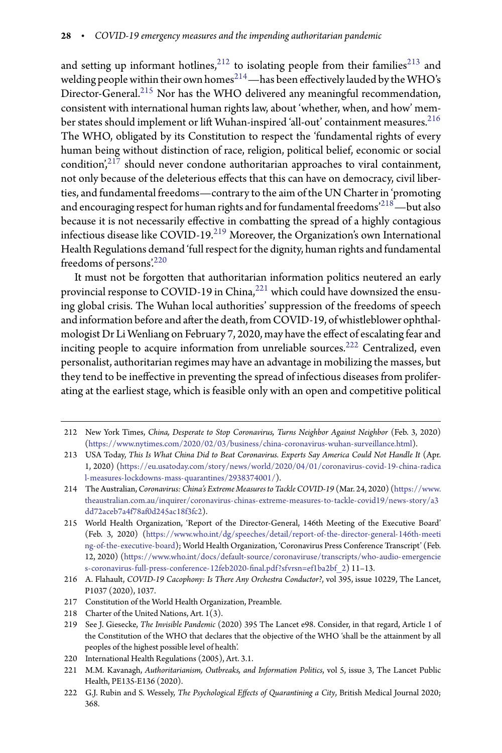and setting up informant hotlines,[212] to isolating people from their families[213] and welding people within their own homes[214]—has been effectively lauded by the WHO's Director-General.[215] Nor has the WHO delivered any meaningful recommendation, consistent with international human rights law, about 'whether, when, and how' member states should implement or lift Wuhan-inspired 'all-out' containment measures.[216] The WHO, obligated by its Constitution to respect the 'fundamental rights of every human being without distinction of race, religion, political belief, economic or social condition',[217] should never condone authoritarian approaches to viral containment, not only because of the deleterious effects that this can have on democracy, civil liberties, and fundamental freedoms—contrary to the aim of the UN Charter in 'promoting and encouraging respect for human rights and for fundamental freedoms'[218]—but also because it is not necessarily effective in combatting the spread of a highly contagious infectious disease like COVID-19.[219] Moreover, the Organization's own International Health Regulations demand 'full respect for the dignity, human rights and fundamental freedoms of persons'.[220]

It must not be forgotten that authoritarian information politics neutered an early provincial response to COVID-19 in China,[221] which could have downsized the ensuing global crisis. The Wuhan local authorities' suppression of the freedoms of speech and information before and after the death, from COVID-19, of whistleblower ophthalmologist Dr Li Wenliang on February 7, 2020, may have the effect of escalating fear and inciting people to acquire information from unreliable sources.[222] Centralized, even personalist, authoritarian regimes may have an advantage in mobilizing the masses, but they tend to be ineffective in preventing the spread of infectious diseases from proliferating at the earliest stage, which is feasible only with an open and competitive political

---

212 New York Times, *China, Desperate to Stop Coronavirus, Turns Neighbor Against Neighbor* (Feb. 3, 2020) (https://www.nytimes.com/2020/02/03/business/china-coronavirus-wuhan-surveillance.html).

213 USA Today, *This Is What China Did to Beat Coronavirus. Experts Say America Could Not Handle It* (Apr. 1, 2020) (https://eu.usatoday.com/story/news/world/2020/04/01/coronavirus-covid-19-china-radical-measures-lockdowns-mass-quarantines/2938374001/).

214 The Australian, *Coronavirus: China's Extreme Measures to Tackle COVID-19* (Mar. 24, 2020) (https://www.theaustralian.com.au/inquirer/coronavirus-chinas-extreme-measures-to-tackle-covid19/news-story/a3dd72aceb7a4f78af0d245ac18f3fc2).

215 World Health Organization, 'Report of the Director-General, 146th Meeting of the Executive Board' (Feb. 3, 2020) (https://www.who.int/dg/speeches/detail/report-of-the-director-general-146th-meeting-of-the-executive-board); World Health Organization, 'Coronavirus Press Conference Transcript' (Feb. 12, 2020) (https://www.who.int/docs/default-source/coronaviruse/transcripts/who-audio-emergencies-coronavirus-full-press-conference-12feb2020-final.pdf?sfvrsn=ef1ba2bf_2) 11–13.

216 A. Flahault, *COVID-19 Cacophony: Is There Any Orchestra Conductor?*, vol 395, issue 10229, The Lancet, P1037 (2020), 1037.

217 Constitution of the World Health Organization, Preamble.

218 Charter of the United Nations, Art. 1(3).

219 See J. Giesecke, *The Invisible Pandemic* (2020) 395 The Lancet e98. Consider, in that regard, Article 1 of the Constitution of the WHO that declares that the objective of the WHO 'shall be the attainment by all peoples of the highest possible level of health'.

220 International Health Regulations (2005), Art. 3.1.

221 M.M. Kavanagh, *Authoritarianism, Outbreaks, and Information Politics*, vol 5, issue 3, The Lancet Public Health, PE135-E136 (2020).

222 G.J. Rubin and S. Wessely, *The Psychological Effects of Quarantining a City*, British Medical Journal 2020; 368.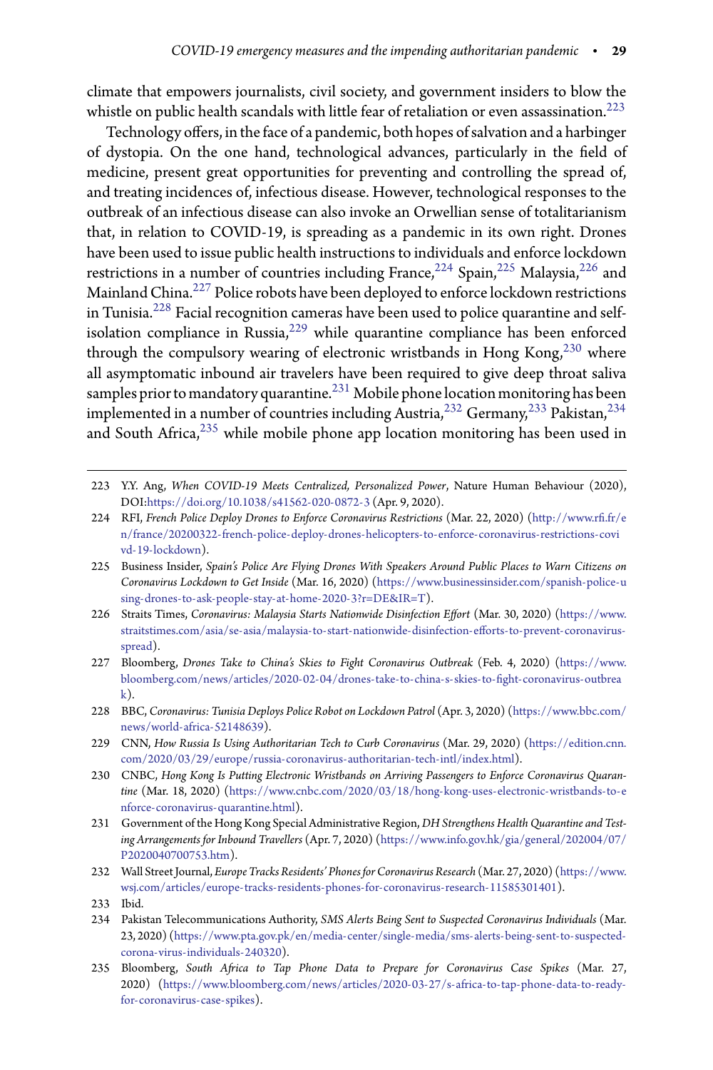climate that empowers journalists, civil society, and government insiders to blow the whistle on public health scandals with little fear of retaliation or even assassination.[223]

Technology offers, in the face of a pandemic, both hopes of salvation and a harbinger of dystopia. On the one hand, technological advances, particularly in the field of medicine, present great opportunities for preventing and controlling the spread of, and treating incidences of, infectious disease. However, technological responses to the outbreak of an infectious disease can also invoke an Orwellian sense of totalitarianism that, in relation to COVID-19, is spreading as a pandemic in its own right. Drones have been used to issue public health instructions to individuals and enforce lockdown restrictions in a number of countries including France,[224] Spain,[225] Malaysia,[226] and Mainland China.[227] Police robots have been deployed to enforce lockdown restrictions in Tunisia.[228] Facial recognition cameras have been used to police quarantine and self-isolation compliance in Russia,[229] while quarantine compliance has been enforced through the compulsory wearing of electronic wristbands in Hong Kong,[230] where all asymptomatic inbound air travelers have been required to give deep throat saliva samples prior to mandatory quarantine.[231] Mobile phone location monitoring has been implemented in a number of countries including Austria,[232] Germany,[233] Pakistan,[234] and South Africa,[235] while mobile phone app location monitoring has been used in

---

223 Y.Y. Ang, *When COVID-19 Meets Centralized, Personalized Power*, Nature Human Behaviour (2020), DOI:https://doi.org/10.1038/s41562-020-0872-3 (Apr. 9, 2020).

224 RFI, *French Police Deploy Drones to Enforce Coronavirus Restrictions* (Mar. 22, 2020) (http://www.rfi.fr/en/france/20200322-french-police-deploy-drones-helicopters-to-enforce-coronavirus-restrictions-covid-19-lockdown).

225 Business Insider, *Spain's Police Are Flying Drones With Speakers Around Public Places to Warn Citizens on Coronavirus Lockdown to Get Inside* (Mar. 16, 2020) (https://www.businessinsider.com/spanish-police-using-drones-to-ask-people-stay-at-home-2020-3?r=DE&IR=T).

226 Straits Times, *Coronavirus: Malaysia Starts Nationwide Disinfection Effort* (Mar. 30, 2020) (https://www.straitstimes.com/asia/se-asia/malaysia-to-start-nationwide-disinfection-efforts-to-prevent-coronavirus-spread).

227 Bloomberg, *Drones Take to China's Skies to Fight Coronavirus Outbreak* (Feb. 4, 2020) (https://www.bloomberg.com/news/articles/2020-02-04/drones-take-to-china-s-skies-to-fight-coronavirus-outbreak).

228 BBC, *Coronavirus: Tunisia Deploys Police Robot on Lockdown Patrol* (Apr. 3, 2020) (https://www.bbc.com/news/world-africa-52148639).

229 CNN, *How Russia Is Using Authoritarian Tech to Curb Coronavirus* (Mar. 29, 2020) (https://edition.cnn.com/2020/03/29/europe/russia-coronavirus-authoritarian-tech-intl/index.html).

230 CNBC, *Hong Kong Is Putting Electronic Wristbands on Arriving Passengers to Enforce Coronavirus Quarantine* (Mar. 18, 2020) (https://www.cnbc.com/2020/03/18/hong-kong-uses-electronic-wristbands-to-enforce-coronavirus-quarantine.html).

231 Government of the Hong Kong Special Administrative Region, *DH Strengthens Health Quarantine and Testing Arrangements for Inbound Travellers* (Apr. 7, 2020) (https://www.info.gov.hk/gia/general/202004/07/P2020040700753.htm).

232 Wall Street Journal, *Europe Tracks Residents' Phones for Coronavirus Research* (Mar. 27, 2020) (https://www.wsj.com/articles/europe-tracks-residents-phones-for-coronavirus-research-11585301401).

233 Ibid.

234 Pakistan Telecommunications Authority, *SMS Alerts Being Sent to Suspected Coronavirus Individuals* (Mar. 23, 2020) (https://www.pta.gov.pk/en/media-center/single-media/sms-alerts-being-sent-to-suspected-corona-virus-individuals-240320).

235 Bloomberg, *South Africa to Tap Phone Data to Prepare for Coronavirus Case Spikes* (Mar. 27, 2020) (https://www.bloomberg.com/news/articles/2020-03-27/s-africa-to-tap-phone-data-to-ready-for-coronavirus-case-spikes).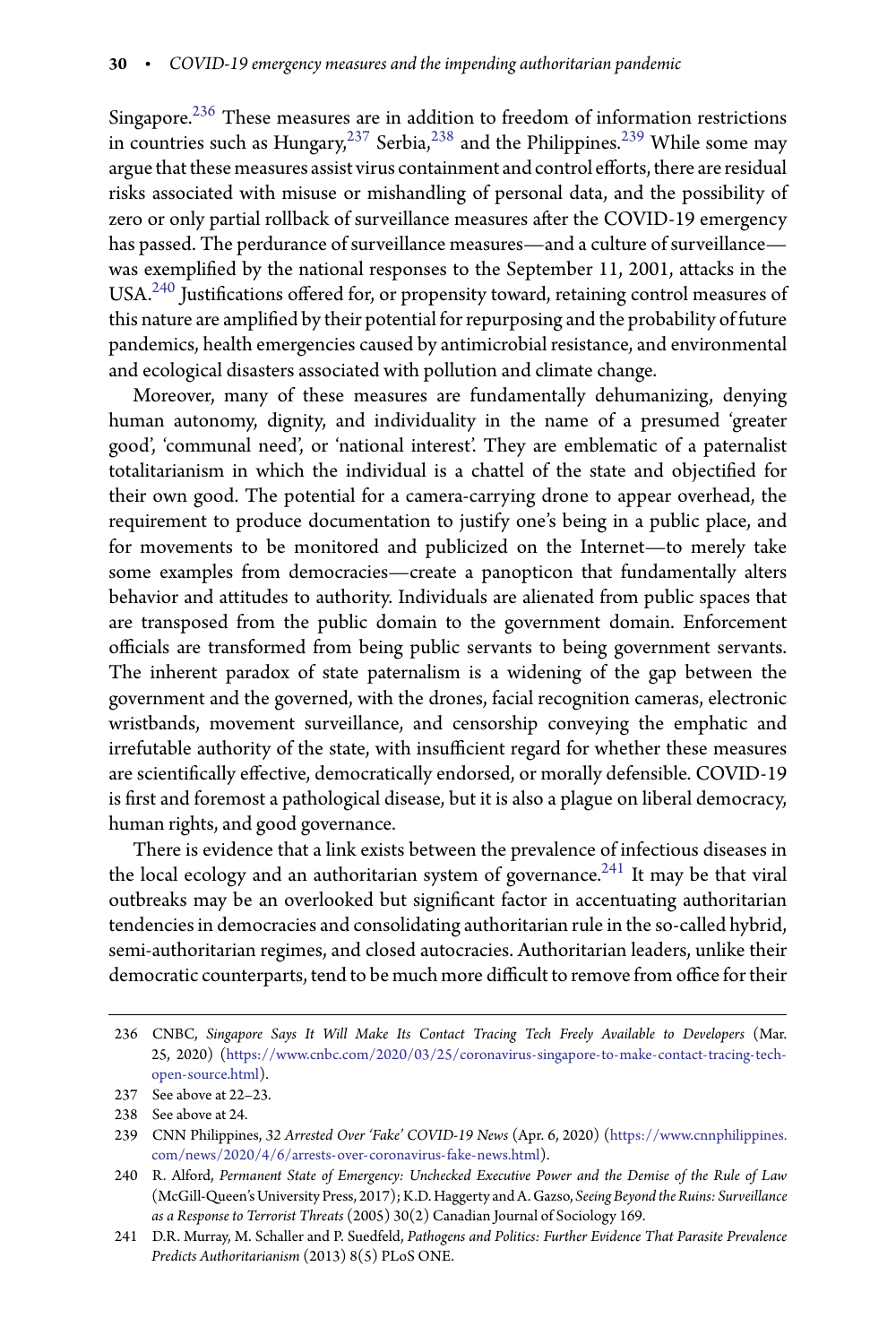Singapore.[236] These measures are in addition to freedom of information restrictions in countries such as Hungary,[237] Serbia,[238] and the Philippines.[239] While some may argue that these measures assist virus containment and control efforts, there are residual risks associated with misuse or mishandling of personal data, and the possibility of zero or only partial rollback of surveillance measures after the COVID-19 emergency has passed. The perdurance of surveillance measures—and a culture of surveillance—was exemplified by the national responses to the September 11, 2001, attacks in the USA.[240] Justifications offered for, or propensity toward, retaining control measures of this nature are amplified by their potential for repurposing and the probability of future pandemics, health emergencies caused by antimicrobial resistance, and environmental and ecological disasters associated with pollution and climate change.

Moreover, many of these measures are fundamentally dehumanizing, denying human autonomy, dignity, and individuality in the name of a presumed 'greater good', 'communal need', or 'national interest'. They are emblematic of a paternalist totalitarianism in which the individual is a chattel of the state and objectified for their own good. The potential for a camera-carrying drone to appear overhead, the requirement to produce documentation to justify one's being in a public place, and for movements to be monitored and publicized on the Internet—to merely take some examples from democracies—create a panopticon that fundamentally alters behavior and attitudes to authority. Individuals are alienated from public spaces that are transposed from the public domain to the government domain. Enforcement officials are transformed from being public servants to being government servants. The inherent paradox of state paternalism is a widening of the gap between the government and the governed, with the drones, facial recognition cameras, electronic wristbands, movement surveillance, and censorship conveying the emphatic and irrefutable authority of the state, with insufficient regard for whether these measures are scientifically effective, democratically endorsed, or morally defensible. COVID-19 is first and foremost a pathological disease, but it is also a plague on liberal democracy, human rights, and good governance.

There is evidence that a link exists between the prevalence of infectious diseases in the local ecology and an authoritarian system of governance.[241] It may be that viral outbreaks may be an overlooked but significant factor in accentuating authoritarian tendencies in democracies and consolidating authoritarian rule in the so-called hybrid, semi-authoritarian regimes, and closed autocracies. Authoritarian leaders, unlike their democratic counterparts, tend to be much more difficult to remove from office for their

---

236 CNBC, *Singapore Says It Will Make Its Contact Tracing Tech Freely Available to Developers* (Mar. 25, 2020) (https://www.cnbc.com/2020/03/25/coronavirus-singapore-to-make-contact-tracing-tech-open-source.html).

237 See above at 22–23.

238 See above at 24.

239 CNN Philippines, *32 Arrested Over 'Fake' COVID-19 News* (Apr. 6, 2020) (https://www.cnnphilippines.com/news/2020/4/6/arrests-over-coronavirus-fake-news.html).

240 R. Alford, *Permanent State of Emergency: Unchecked Executive Power and the Demise of the Rule of Law* (McGill-Queen's University Press, 2017); K.D. Haggerty and A. Gazso, *Seeing Beyond the Ruins: Surveillance as a Response to Terrorist Threats* (2005) 30(2) Canadian Journal of Sociology 169.

241 D.R. Murray, M. Schaller and P. Suedfeld, *Pathogens and Politics: Further Evidence That Parasite Prevalence Predicts Authoritarianism* (2013) 8(5) PLoS ONE.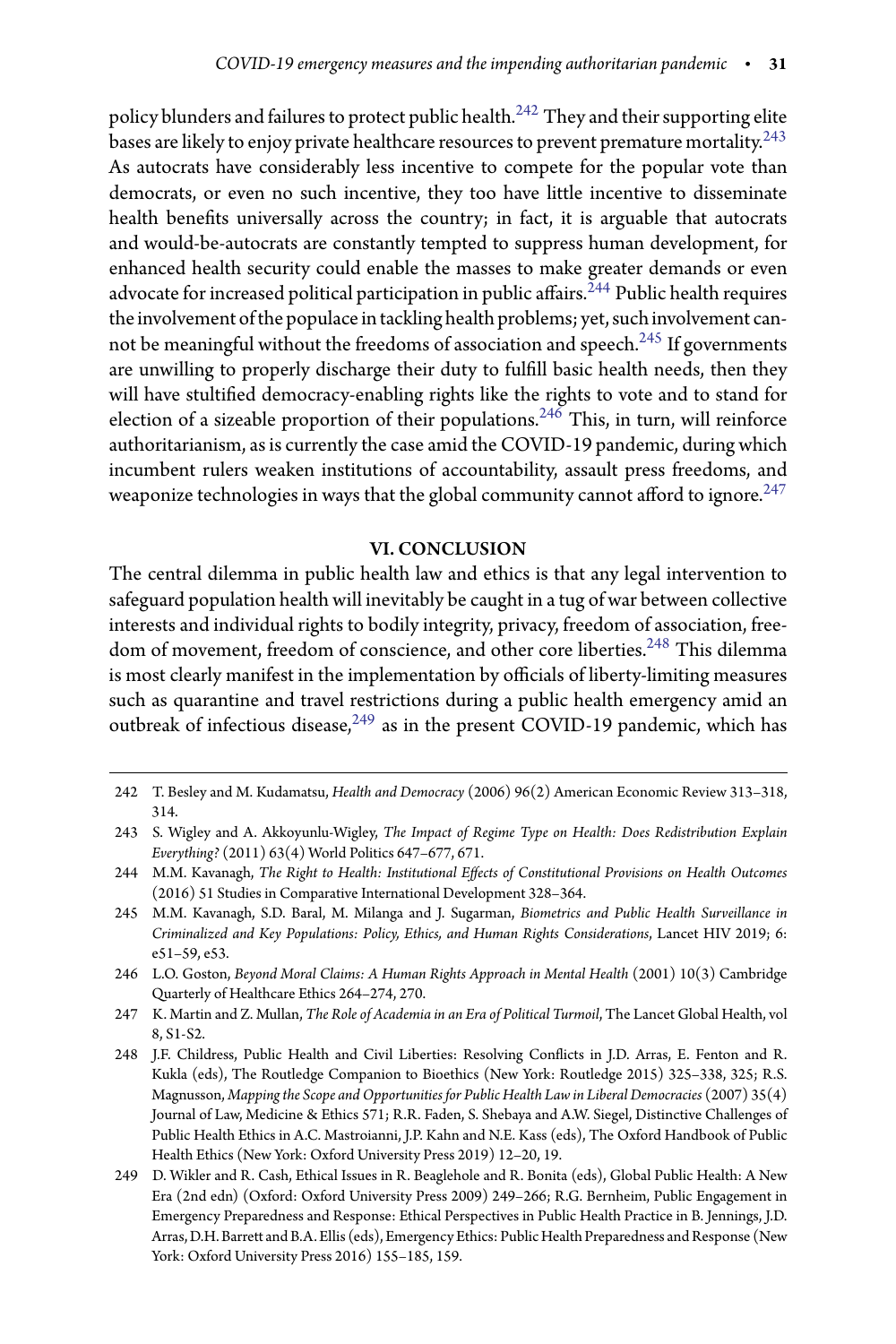policy blunders and failures to protect public health.[242] They and their supporting elite bases are likely to enjoy private healthcare resources to prevent premature mortality.[243] As autocrats have considerably less incentive to compete for the popular vote than democrats, or even no such incentive, they too have little incentive to disseminate health benefits universally across the country; in fact, it is arguable that autocrats and would-be-autocrats are constantly tempted to suppress human development, for enhanced health security could enable the masses to make greater demands or even advocate for increased political participation in public affairs.[244] Public health requires the involvement of the populace in tackling health problems; yet, such involvement cannot be meaningful without the freedoms of association and speech.[245] If governments are unwilling to properly discharge their duty to fulfill basic health needs, then they will have stultified democracy-enabling rights like the rights to vote and to stand for election of a sizeable proportion of their populations.[246] This, in turn, will reinforce authoritarianism, as is currently the case amid the COVID-19 pandemic, during which incumbent rulers weaken institutions of accountability, assault press freedoms, and weaponize technologies in ways that the global community cannot afford to ignore.[247]

## VI. CONCLUSION

The central dilemma in public health law and ethics is that any legal intervention to safeguard population health will inevitably be caught in a tug of war between collective interests and individual rights to bodily integrity, privacy, freedom of association, freedom of movement, freedom of conscience, and other core liberties.[248] This dilemma is most clearly manifest in the implementation by officials of liberty-limiting measures such as quarantine and travel restrictions during a public health emergency amid an outbreak of infectious disease,[249] as in the present COVID-19 pandemic, which has

---

242 T. Besley and M. Kudamatsu, *Health and Democracy* (2006) 96(2) American Economic Review 313–318, 314.

243 S. Wigley and A. Akkoyunlu-Wigley, *The Impact of Regime Type on Health: Does Redistribution Explain Everything?* (2011) 63(4) World Politics 647–677, 671.

244 M.M. Kavanagh, *The Right to Health: Institutional Effects of Constitutional Provisions on Health Outcomes* (2016) 51 Studies in Comparative International Development 328–364.

245 M.M. Kavanagh, S.D. Baral, M. Milanga and J. Sugarman, *Biometrics and Public Health Surveillance in Criminalized and Key Populations: Policy, Ethics, and Human Rights Considerations*, Lancet HIV 2019; 6: e51–59, e53.

246 L.O. Goston, *Beyond Moral Claims: A Human Rights Approach in Mental Health* (2001) 10(3) Cambridge Quarterly of Healthcare Ethics 264–274, 270.

247 K. Martin and Z. Mullan, *The Role of Academia in an Era of Political Turmoil*, The Lancet Global Health, vol 8, S1-S2.

248 J.F. Childress, Public Health and Civil Liberties: Resolving Conflicts in J.D. Arras, E. Fenton and R. Kukla (eds), The Routledge Companion to Bioethics (New York: Routledge 2015) 325–338, 325; R.S. Magnusson, *Mapping the Scope and Opportunities for Public Health Law in Liberal Democracies* (2007) 35(4) Journal of Law, Medicine & Ethics 571; R.R. Faden, S. Shebaya and A.W. Siegel, Distinctive Challenges of Public Health Ethics in A.C. Mastroianni, J.P. Kahn and N.E. Kass (eds), The Oxford Handbook of Public Health Ethics (New York: Oxford University Press 2019) 12–20, 19.

249 D. Wikler and R. Cash, Ethical Issues in R. Beaglehole and R. Bonita (eds), Global Public Health: A New Era (2nd edn) (Oxford: Oxford University Press 2009) 249–266; R.G. Bernheim, Public Engagement in Emergency Preparedness and Response: Ethical Perspectives in Public Health Practice in B. Jennings, J.D. Arras, D.H. Barrett and B.A. Ellis (eds), Emergency Ethics: Public Health Preparedness and Response (New York: Oxford University Press 2016) 155–185, 159.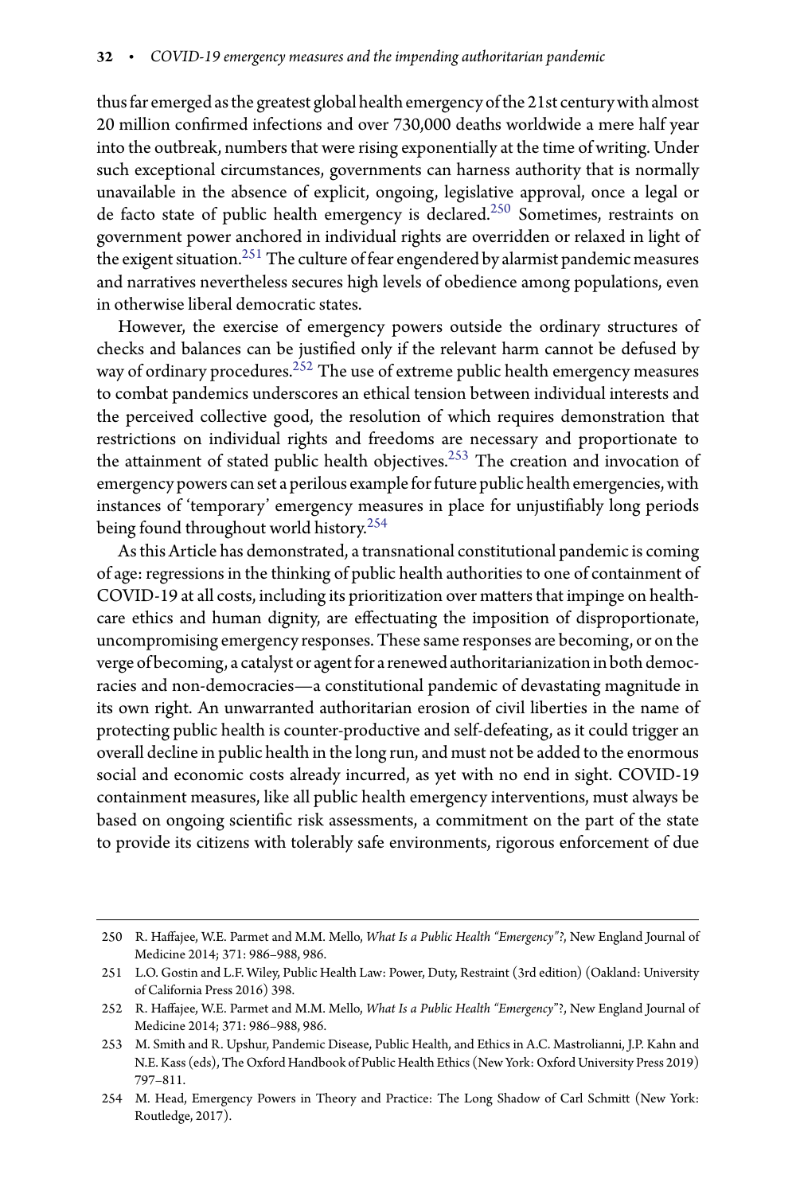thus far emerged as the greatest global health emergency of the 21st century with almost 20 million confirmed infections and over 730,000 deaths worldwide a mere half year into the outbreak, numbers that were rising exponentially at the time of writing. Under such exceptional circumstances, governments can harness authority that is normally unavailable in the absence of explicit, ongoing, legislative approval, once a legal or de facto state of public health emergency is declared.[250] Sometimes, restraints on government power anchored in individual rights are overridden or relaxed in light of the exigent situation.[251] The culture of fear engendered by alarmist pandemic measures and narratives nevertheless secures high levels of obedience among populations, even in otherwise liberal democratic states.

However, the exercise of emergency powers outside the ordinary structures of checks and balances can be justified only if the relevant harm cannot be defused by way of ordinary procedures.[252] The use of extreme public health emergency measures to combat pandemics underscores an ethical tension between individual interests and the perceived collective good, the resolution of which requires demonstration that restrictions on individual rights and freedoms are necessary and proportionate to the attainment of stated public health objectives.[253] The creation and invocation of emergency powers can set a perilous example for future public health emergencies, with instances of 'temporary' emergency measures in place for unjustifiably long periods being found throughout world history.[254]

As this Article has demonstrated, a transnational constitutional pandemic is coming of age: regressions in the thinking of public health authorities to one of containment of COVID-19 at all costs, including its prioritization over matters that impinge on healthcare ethics and human dignity, are effectuating the imposition of disproportionate, uncompromising emergency responses. These same responses are becoming, or on the verge of becoming, a catalyst or agent for a renewed authoritarianization in both democracies and non-democracies—a constitutional pandemic of devastating magnitude in its own right. An unwarranted authoritarian erosion of civil liberties in the name of protecting public health is counter-productive and self-defeating, as it could trigger an overall decline in public health in the long run, and must not be added to the enormous social and economic costs already incurred, as yet with no end in sight. COVID-19 containment measures, like all public health emergency interventions, must always be based on ongoing scientific risk assessments, a commitment on the part of the state to provide its citizens with tolerably safe environments, rigorous enforcement of due

---

250 R. Haffajee, W.E. Parmet and M.M. Mello, *What Is a Public Health "Emergency"?*, New England Journal of Medicine 2014; 371: 986–988, 986.

251 L.O. Gostin and L.F. Wiley, Public Health Law: Power, Duty, Restraint (3rd edition) (Oakland: University of California Press 2016) 398.

252 R. Haffajee, W.E. Parmet and M.M. Mello, *What Is a Public Health "Emergency"?*, New England Journal of Medicine 2014; 371: 986–988, 986.

253 M. Smith and R. Upshur, Pandemic Disease, Public Health, and Ethics in A.C. Mastrolianni, J.P. Kahn and N.E. Kass (eds), The Oxford Handbook of Public Health Ethics (New York: Oxford University Press 2019) 797–811.

254 M. Head, Emergency Powers in Theory and Practice: The Long Shadow of Carl Schmitt (New York: Routledge, 2017).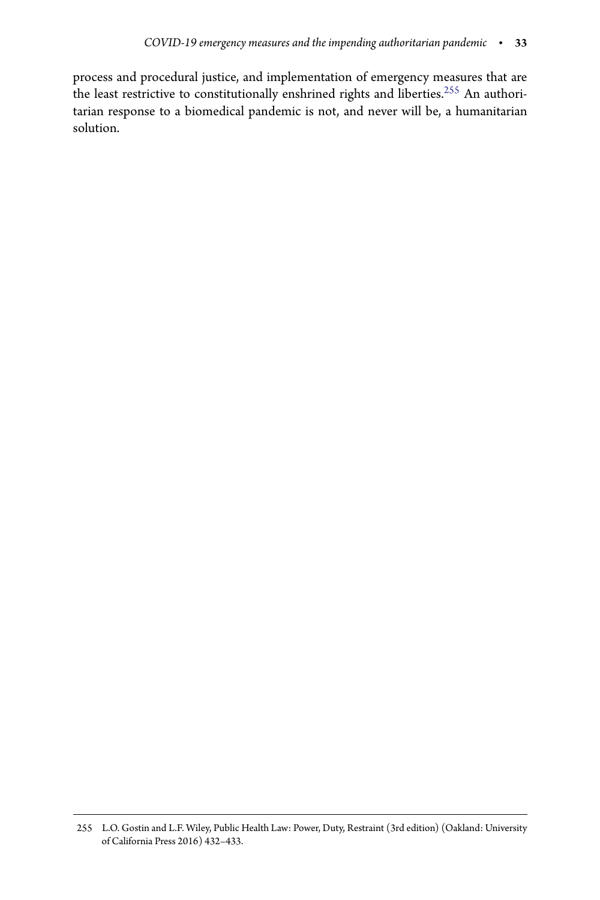process and procedural justice, and implementation of emergency measures that are the least restrictive to constitutionally enshrined rights and liberties.[255] An authoritarian response to a biomedical pandemic is not, and never will be, a humanitarian solution.

---

255 L.O. Gostin and L.F. Wiley, Public Health Law: Power, Duty, Restraint (3rd edition) (Oakland: University of California Press 2016) 432–433.